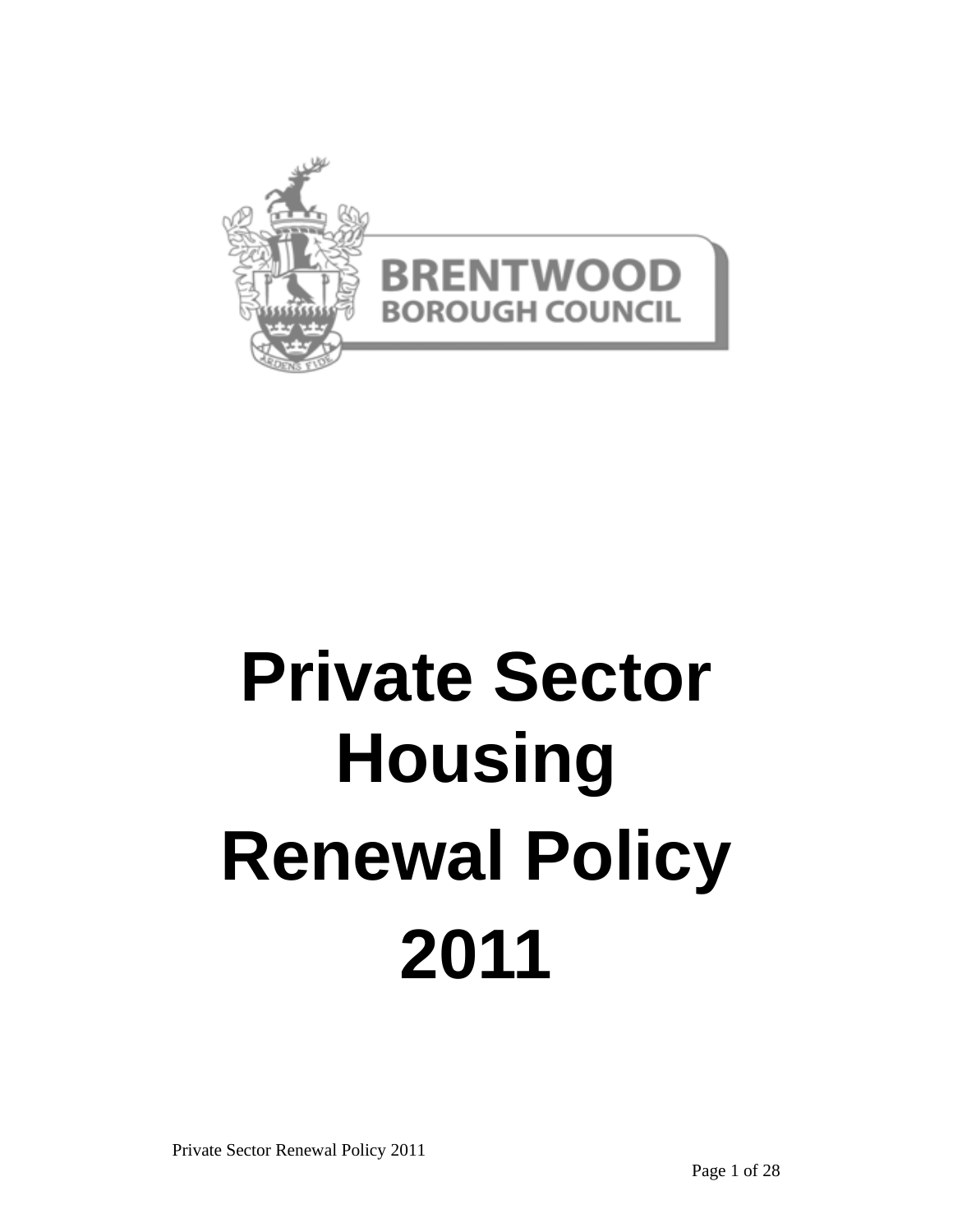BRENTWOOD BOROUGH COUNCIL

# Private Sector Housing Renewal Policy 2011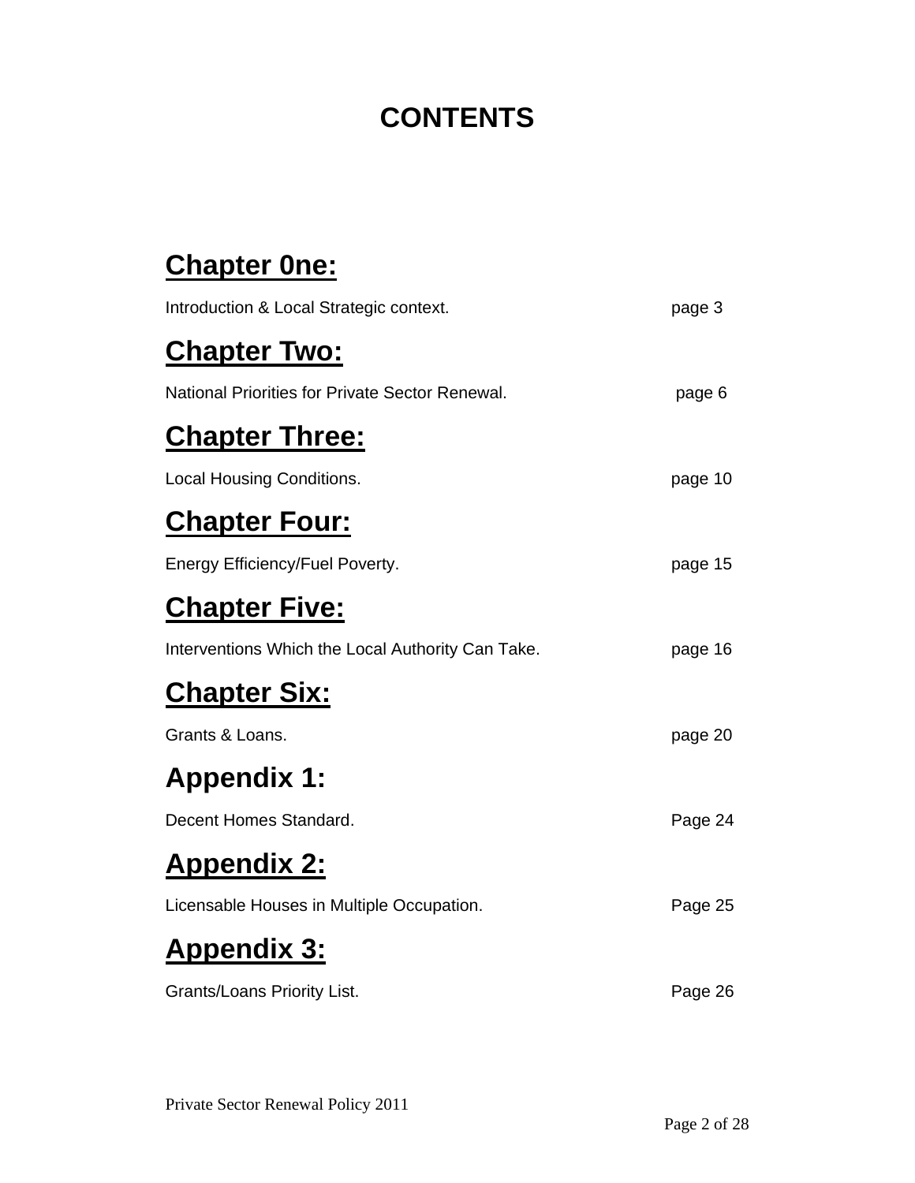# CONTENTS

## Chapter 0ne:

Introduction & Local Strategic context. page 3

## Chapter Two:

National Priorities for Private Sector Renewal. page 6

## Chapter Three:

Local Housing Conditions. page 10

## Chapter Four:

Energy Efficiency/Fuel Poverty. page 15

## Chapter Five:

Interventions Which the Local Authority Can Take. page 16

## Chapter Six:

Grants & Loans. page 20

## Appendix 1:

Decent Homes Standard. Page 24

## Appendix 2:

Licensable Houses in Multiple Occupation. Page 25

## Appendix 3:

Grants/Loans Priority List. Page 26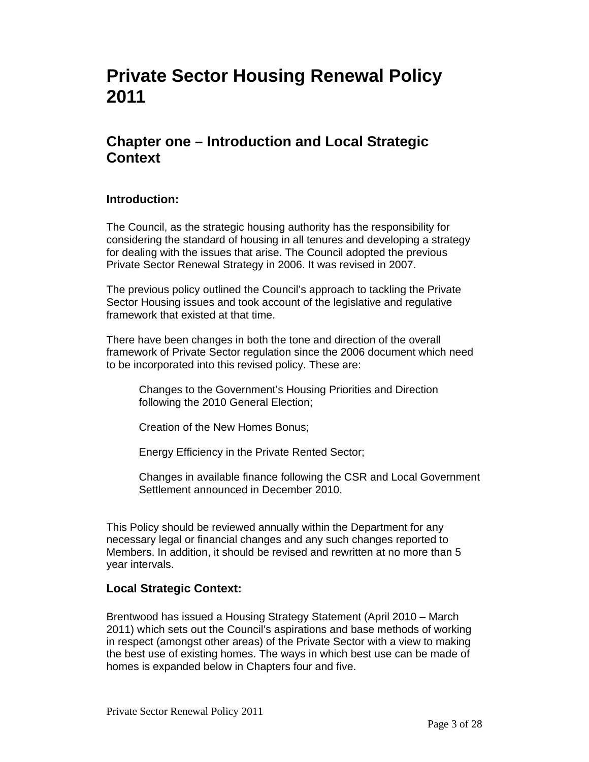# Private Sector Housing Renewal Policy 2011

## Chapter one – Introduction and Local Strategic Context

### Introduction:

The Council, as the strategic housing authority has the responsibility for considering the standard of housing in all tenures and developing a strategy for dealing with the issues that arise. The Council adopted the previous Private Sector Renewal Strategy in 2006. It was revised in 2007.

The previous policy outlined the Council's approach to tackling the Private Sector Housing issues and took account of the legislative and regulative framework that existed at that time.

There have been changes in both the tone and direction of the overall framework of Private Sector regulation since the 2006 document which need to be incorporated into this revised policy. These are:

- Changes to the Government's Housing Priorities and Direction following the 2010 General Election;
- Creation of the New Homes Bonus;
- Energy Efficiency in the Private Rented Sector;
- Changes in available finance following the CSR and Local Government Settlement announced in December 2010.

This Policy should be reviewed annually within the Department for any necessary legal or financial changes and any such changes reported to Members. In addition, it should be revised and rewritten at no more than 5 year intervals.

### Local Strategic Context:

Brentwood has issued a Housing Strategy Statement (April 2010 – March 2011) which sets out the Council's aspirations and base methods of working in respect (amongst other areas) of the Private Sector with a view to making the best use of existing homes. The ways in which best use can be made of homes is expanded below in Chapters four and five.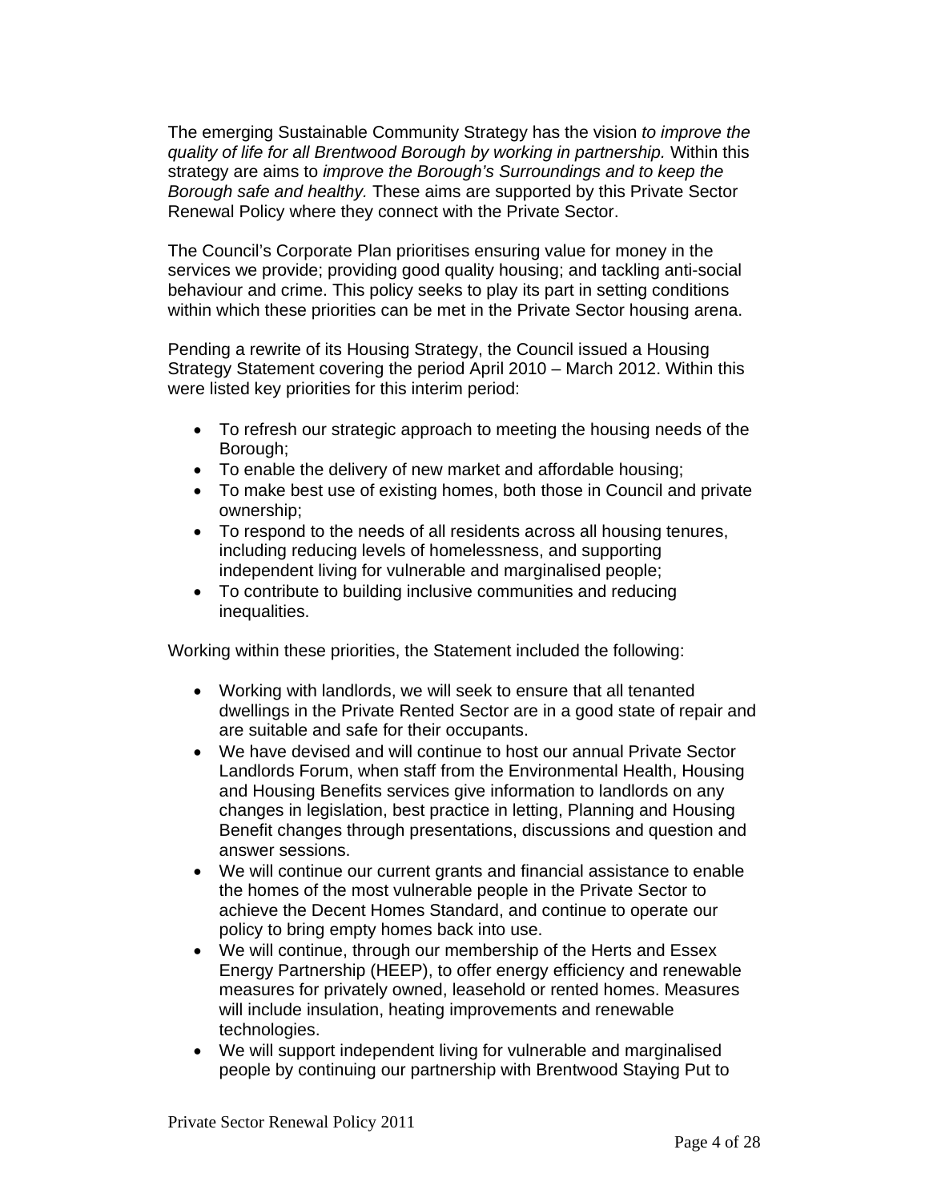The emerging Sustainable Community Strategy has the vision *to improve the quality of life for all Brentwood Borough by working in partnership.* Within this strategy are aims to *improve the Borough's Surroundings and to keep the Borough safe and healthy.* These aims are supported by this Private Sector Renewal Policy where they connect with the Private Sector.

The Council's Corporate Plan prioritises ensuring value for money in the services we provide; providing good quality housing; and tackling anti-social behaviour and crime. This policy seeks to play its part in setting conditions within which these priorities can be met in the Private Sector housing arena.

Pending a rewrite of its Housing Strategy, the Council issued a Housing Strategy Statement covering the period April 2010 – March 2012. Within this were listed key priorities for this interim period:

- To refresh our strategic approach to meeting the housing needs of the Borough;
- To enable the delivery of new market and affordable housing;
- To make best use of existing homes, both those in Council and private ownership;
- To respond to the needs of all residents across all housing tenures, including reducing levels of homelessness, and supporting independent living for vulnerable and marginalised people;
- To contribute to building inclusive communities and reducing inequalities.

Working within these priorities, the Statement included the following:

- Working with landlords, we will seek to ensure that all tenanted dwellings in the Private Rented Sector are in a good state of repair and are suitable and safe for their occupants.
- We have devised and will continue to host our annual Private Sector Landlords Forum, when staff from the Environmental Health, Housing and Housing Benefits services give information to landlords on any changes in legislation, best practice in letting, Planning and Housing Benefit changes through presentations, discussions and question and answer sessions.
- We will continue our current grants and financial assistance to enable the homes of the most vulnerable people in the Private Sector to achieve the Decent Homes Standard, and continue to operate our policy to bring empty homes back into use.
- We will continue, through our membership of the Herts and Essex Energy Partnership (HEEP), to offer energy efficiency and renewable measures for privately owned, leasehold or rented homes. Measures will include insulation, heating improvements and renewable technologies.
- We will support independent living for vulnerable and marginalised people by continuing our partnership with Brentwood Staying Put to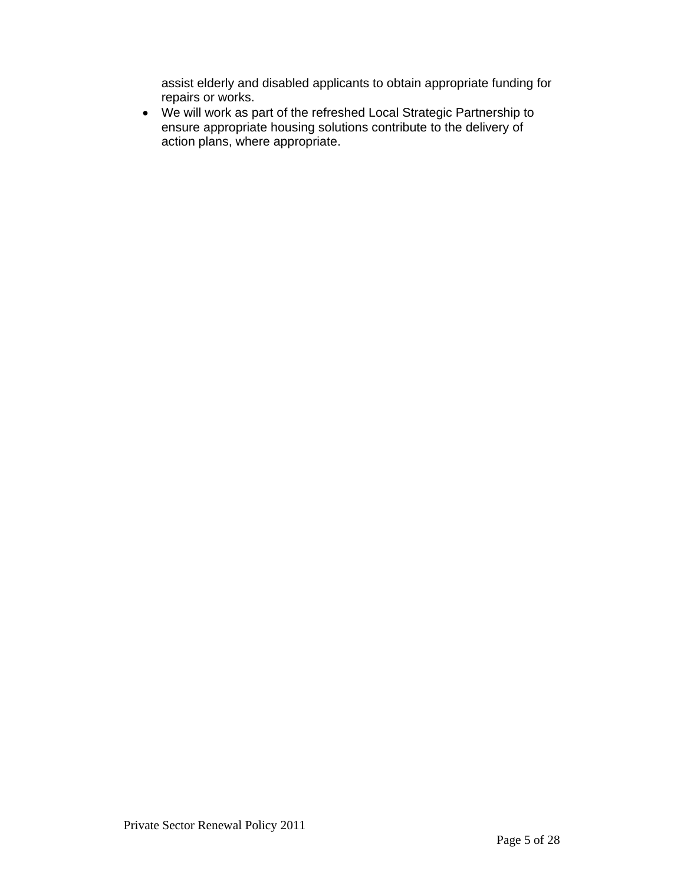assist elderly and disabled applicants to obtain appropriate funding for repairs or works.

- We will work as part of the refreshed Local Strategic Partnership to ensure appropriate housing solutions contribute to the delivery of action plans, where appropriate.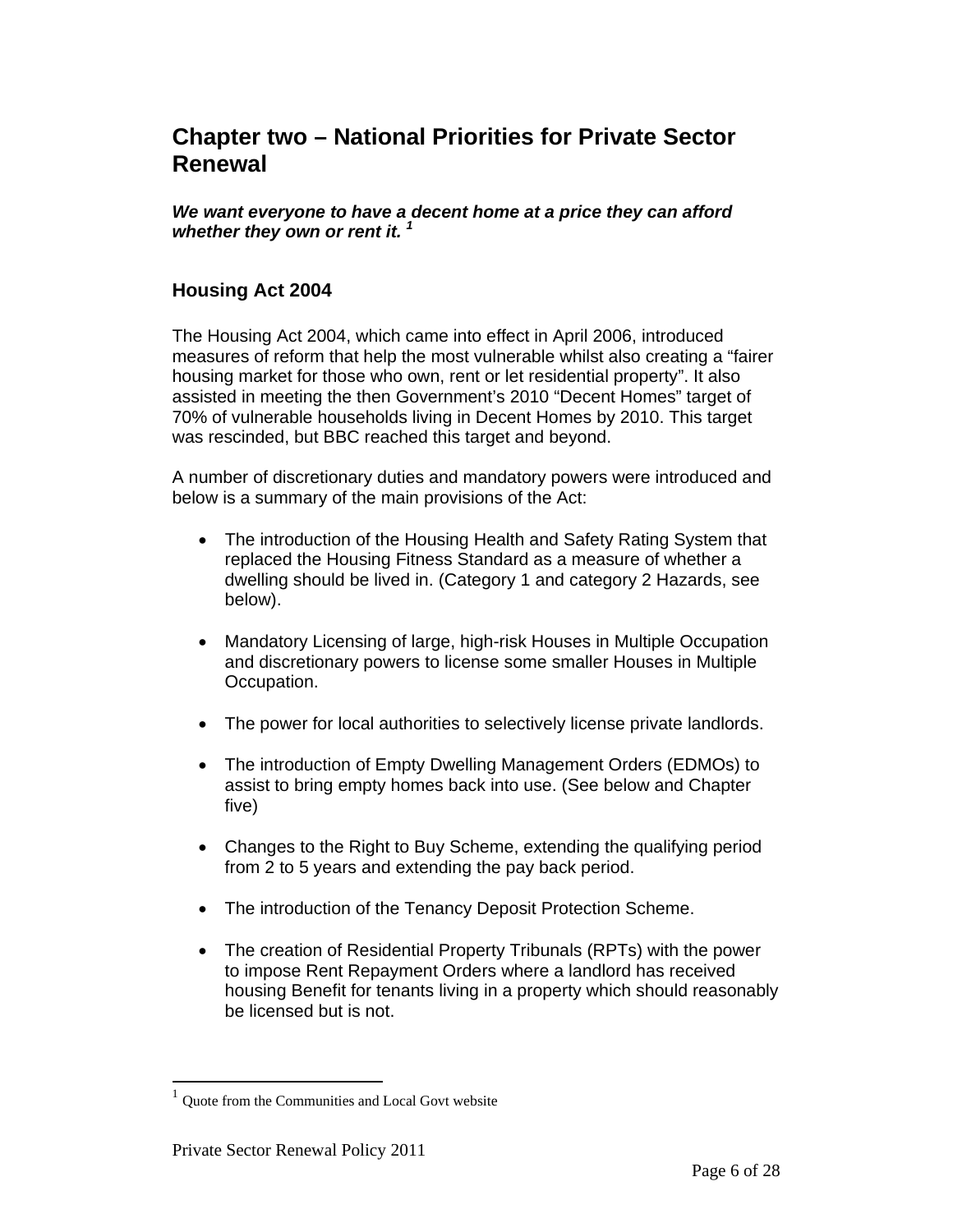# Chapter two – National Priorities for Private Sector Renewal

***We want everyone to have a decent home at a price they can afford whether they own or rent it.*** [1]

## Housing Act 2004

The Housing Act 2004, which came into effect in April 2006, introduced measures of reform that help the most vulnerable whilst also creating a "fairer housing market for those who own, rent or let residential property". It also assisted in meeting the then Government's 2010 "Decent Homes" target of 70% of vulnerable households living in Decent Homes by 2010. This target was rescinded, but BBC reached this target and beyond.

A number of discretionary duties and mandatory powers were introduced and below is a summary of the main provisions of the Act:

- The introduction of the Housing Health and Safety Rating System that replaced the Housing Fitness Standard as a measure of whether a dwelling should be lived in. (Category 1 and category 2 Hazards, see below).

- Mandatory Licensing of large, high-risk Houses in Multiple Occupation and discretionary powers to license some smaller Houses in Multiple Occupation.

- The power for local authorities to selectively license private landlords.

- The introduction of Empty Dwelling Management Orders (EDMOs) to assist to bring empty homes back into use. (See below and Chapter five)

- Changes to the Right to Buy Scheme, extending the qualifying period from 2 to 5 years and extending the pay back period.

- The introduction of the Tenancy Deposit Protection Scheme.

- The creation of Residential Property Tribunals (RPTs) with the power to impose Rent Repayment Orders where a landlord has received housing Benefit for tenants living in a property which should reasonably be licensed but is not.

---

[1] Quote from the Communities and Local Govt website

Private Sector Renewal Policy 2011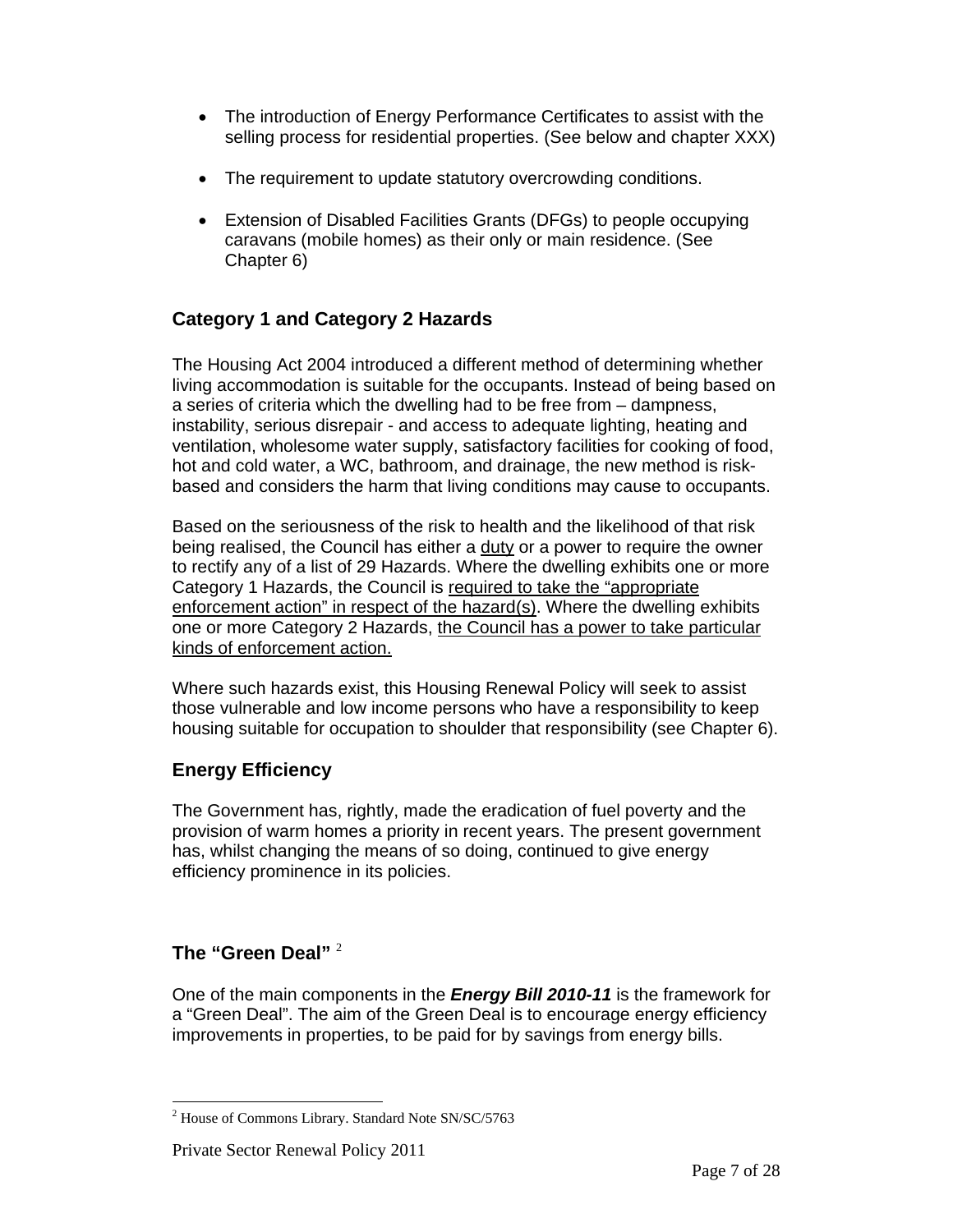- The introduction of Energy Performance Certificates to assist with the selling process for residential properties. (See below and chapter XXX)
- The requirement to update statutory overcrowding conditions.
- Extension of Disabled Facilities Grants (DFGs) to people occupying caravans (mobile homes) as their only or main residence. (See Chapter 6)

## Category 1 and Category 2 Hazards

The Housing Act 2004 introduced a different method of determining whether living accommodation is suitable for the occupants. Instead of being based on a series of criteria which the dwelling had to be free from – dampness, instability, serious disrepair - and access to adequate lighting, heating and ventilation, wholesome water supply, satisfactory facilities for cooking of food, hot and cold water, a WC, bathroom, and drainage, the new method is risk-based and considers the harm that living conditions may cause to occupants.

Based on the seriousness of the risk to health and the likelihood of that risk being realised, the Council has either a duty or a power to require the owner to rectify any of a list of 29 Hazards. Where the dwelling exhibits one or more Category 1 Hazards, the Council is required to take the "appropriate enforcement action" in respect of the hazard(s). Where the dwelling exhibits one or more Category 2 Hazards, the Council has a power to take particular kinds of enforcement action.

Where such hazards exist, this Housing Renewal Policy will seek to assist those vulnerable and low income persons who have a responsibility to keep housing suitable for occupation to shoulder that responsibility (see Chapter 6).

## Energy Efficiency

The Government has, rightly, made the eradication of fuel poverty and the provision of warm homes a priority in recent years. The present government has, whilst changing the means of so doing, continued to give energy efficiency prominence in its policies.

## The "Green Deal" [2]

One of the main components in the ***Energy Bill 2010-11*** is the framework for a "Green Deal". The aim of the Green Deal is to encourage energy efficiency improvements in properties, to be paid for by savings from energy bills.

[2] House of Commons Library. Standard Note SN/SC/5763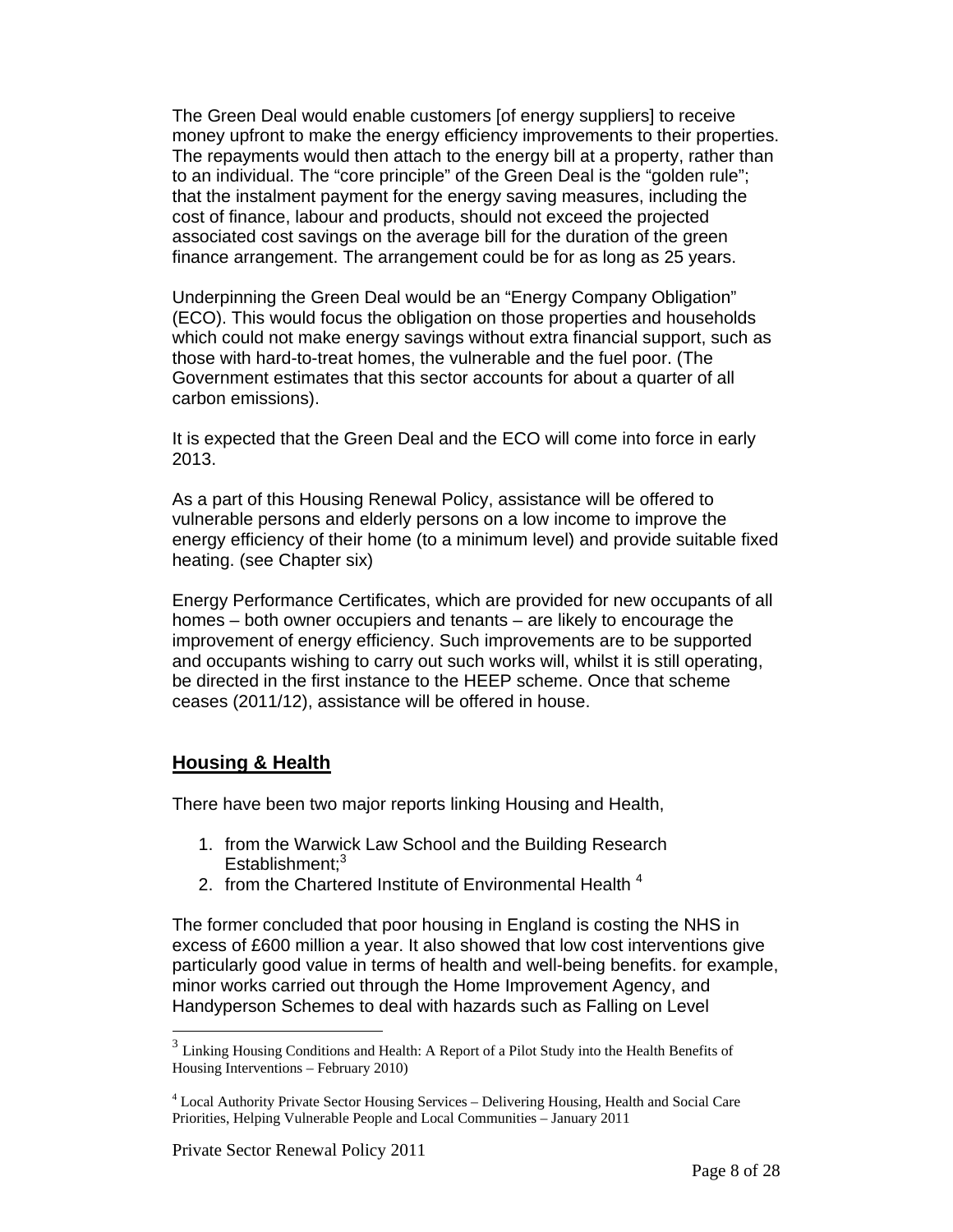The Green Deal would enable customers [of energy suppliers] to receive money upfront to make the energy efficiency improvements to their properties. The repayments would then attach to the energy bill at a property, rather than to an individual. The "core principle" of the Green Deal is the "golden rule"; that the instalment payment for the energy saving measures, including the cost of finance, labour and products, should not exceed the projected associated cost savings on the average bill for the duration of the green finance arrangement. The arrangement could be for as long as 25 years.

Underpinning the Green Deal would be an "Energy Company Obligation" (ECO). This would focus the obligation on those properties and households which could not make energy savings without extra financial support, such as those with hard-to-treat homes, the vulnerable and the fuel poor. (The Government estimates that this sector accounts for about a quarter of all carbon emissions).

It is expected that the Green Deal and the ECO will come into force in early 2013.

As a part of this Housing Renewal Policy, assistance will be offered to vulnerable persons and elderly persons on a low income to improve the energy efficiency of their home (to a minimum level) and provide suitable fixed heating. (see Chapter six)

Energy Performance Certificates, which are provided for new occupants of all homes – both owner occupiers and tenants – are likely to encourage the improvement of energy efficiency. Such improvements are to be supported and occupants wishing to carry out such works will, whilst it is still operating, be directed in the first instance to the HEEP scheme. Once that scheme ceases (2011/12), assistance will be offered in house.

## Housing & Health

There have been two major reports linking Housing and Health,

1. from the Warwick Law School and the Building Research Establishment;[3]
2. from the Chartered Institute of Environmental Health [4]

The former concluded that poor housing in England is costing the NHS in excess of £600 million a year. It also showed that low cost interventions give particularly good value in terms of health and well-being benefits. for example, minor works carried out through the Home Improvement Agency, and Handyperson Schemes to deal with hazards such as Falling on Level

[3] Linking Housing Conditions and Health: A Report of a Pilot Study into the Health Benefits of Housing Interventions – February 2010)

[4] Local Authority Private Sector Housing Services – Delivering Housing, Health and Social Care Priorities, Helping Vulnerable People and Local Communities – January 2011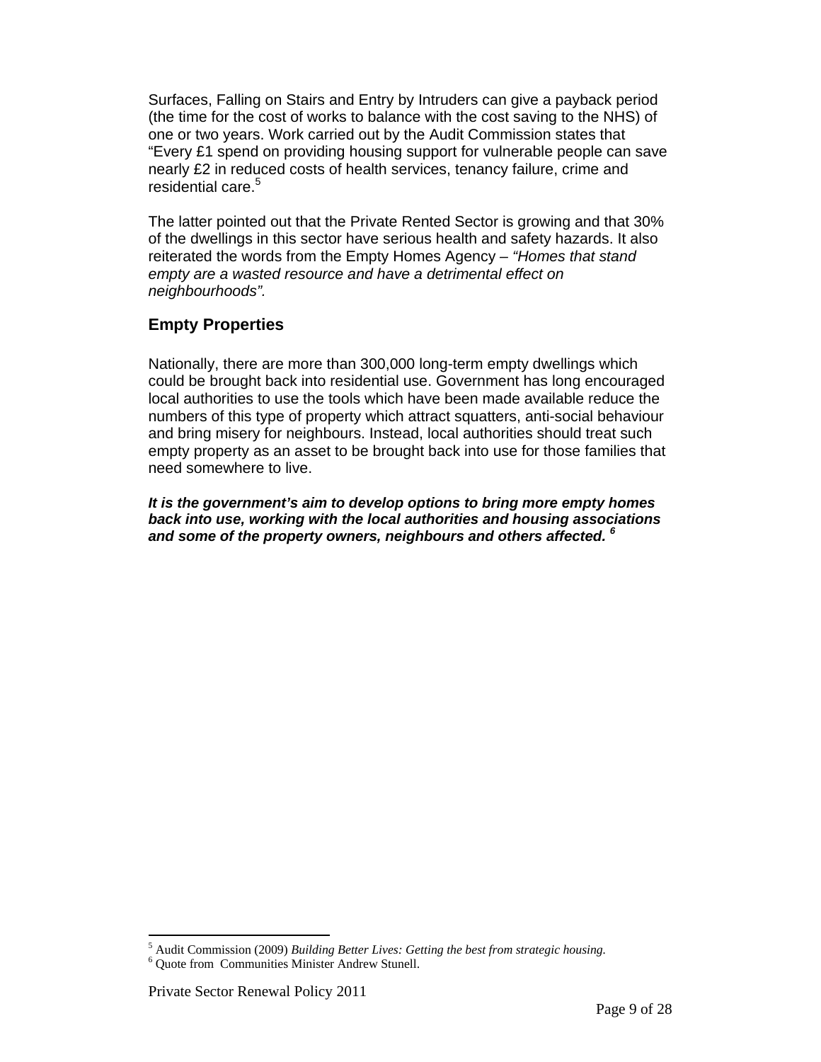Surfaces, Falling on Stairs and Entry by Intruders can give a payback period (the time for the cost of works to balance with the cost saving to the NHS) of one or two years. Work carried out by the Audit Commission states that "Every £1 spend on providing housing support for vulnerable people can save nearly £2 in reduced costs of health services, tenancy failure, crime and residential care.[5]

The latter pointed out that the Private Rented Sector is growing and that 30% of the dwellings in this sector have serious health and safety hazards. It also reiterated the words from the Empty Homes Agency – *"Homes that stand empty are a wasted resource and have a detrimental effect on neighbourhoods".*

## Empty Properties

Nationally, there are more than 300,000 long-term empty dwellings which could be brought back into residential use. Government has long encouraged local authorities to use the tools which have been made available reduce the numbers of this type of property which attract squatters, anti-social behaviour and bring misery for neighbours. Instead, local authorities should treat such empty property as an asset to be brought back into use for those families that need somewhere to live.

***It is the government's aim to develop options to bring more empty homes back into use, working with the local authorities and housing associations and some of the property owners, neighbours and others affected.*** [6]

---

[5] Audit Commission (2009) *Building Better Lives: Getting the best from strategic housing.*

[6] Quote from Communities Minister Andrew Stunell.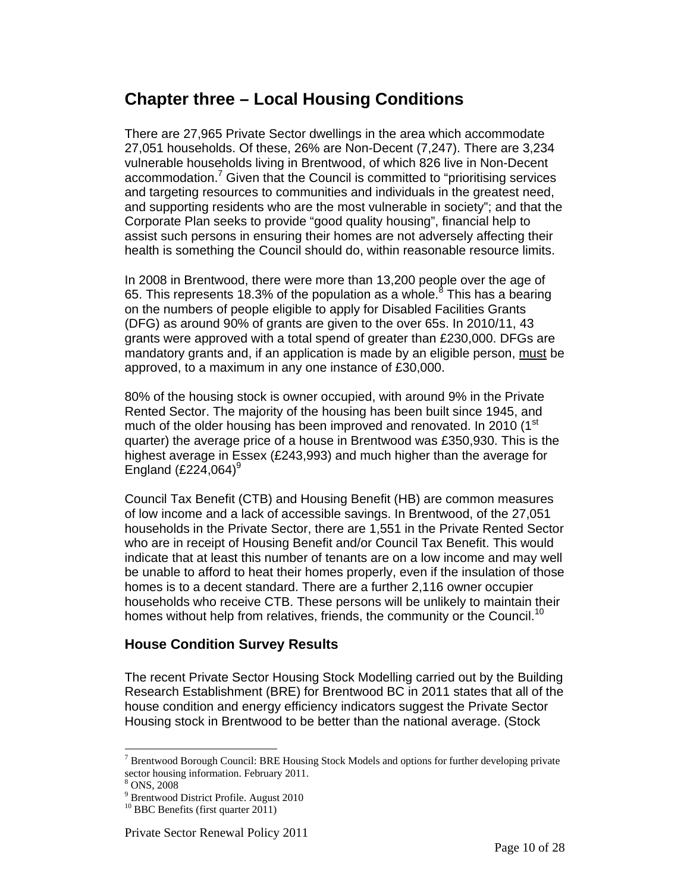# Chapter three – Local Housing Conditions

There are 27,965 Private Sector dwellings in the area which accommodate 27,051 households. Of these, 26% are Non-Decent (7,247). There are 3,234 vulnerable households living in Brentwood, of which 826 live in Non-Decent accommodation.[7] Given that the Council is committed to "prioritising services and targeting resources to communities and individuals in the greatest need, and supporting residents who are the most vulnerable in society"; and that the Corporate Plan seeks to provide "good quality housing", financial help to assist such persons in ensuring their homes are not adversely affecting their health is something the Council should do, within reasonable resource limits.

In 2008 in Brentwood, there were more than 13,200 people over the age of 65. This represents 18.3% of the population as a whole.[8] This has a bearing on the numbers of people eligible to apply for Disabled Facilities Grants (DFG) as around 90% of grants are given to the over 65s. In 2010/11, 43 grants were approved with a total spend of greater than £230,000. DFGs are mandatory grants and, if an application is made by an eligible person, <u>must</u> be approved, to a maximum in any one instance of £30,000.

80% of the housing stock is owner occupied, with around 9% in the Private Rented Sector. The majority of the housing has been built since 1945, and much of the older housing has been improved and renovated. In 2010 (1st quarter) the average price of a house in Brentwood was £350,930. This is the highest average in Essex (£243,993) and much higher than the average for England (£224,064)[9]

Council Tax Benefit (CTB) and Housing Benefit (HB) are common measures of low income and a lack of accessible savings. In Brentwood, of the 27,051 households in the Private Sector, there are 1,551 in the Private Rented Sector who are in receipt of Housing Benefit and/or Council Tax Benefit. This would indicate that at least this number of tenants are on a low income and may well be unable to afford to heat their homes properly, even if the insulation of those homes is to a decent standard. There are a further 2,116 owner occupier households who receive CTB. These persons will be unlikely to maintain their homes without help from relatives, friends, the community or the Council.[10]

## House Condition Survey Results

The recent Private Sector Housing Stock Modelling carried out by the Building Research Establishment (BRE) for Brentwood BC in 2011 states that all of the house condition and energy efficiency indicators suggest the Private Sector Housing stock in Brentwood to be better than the national average. (Stock

---

[7] Brentwood Borough Council: BRE Housing Stock Models and options for further developing private sector housing information. February 2011.

[8] ONS, 2008

[9] Brentwood District Profile. August 2010

[10] BBC Benefits (first quarter 2011)

Private Sector Renewal Policy 2011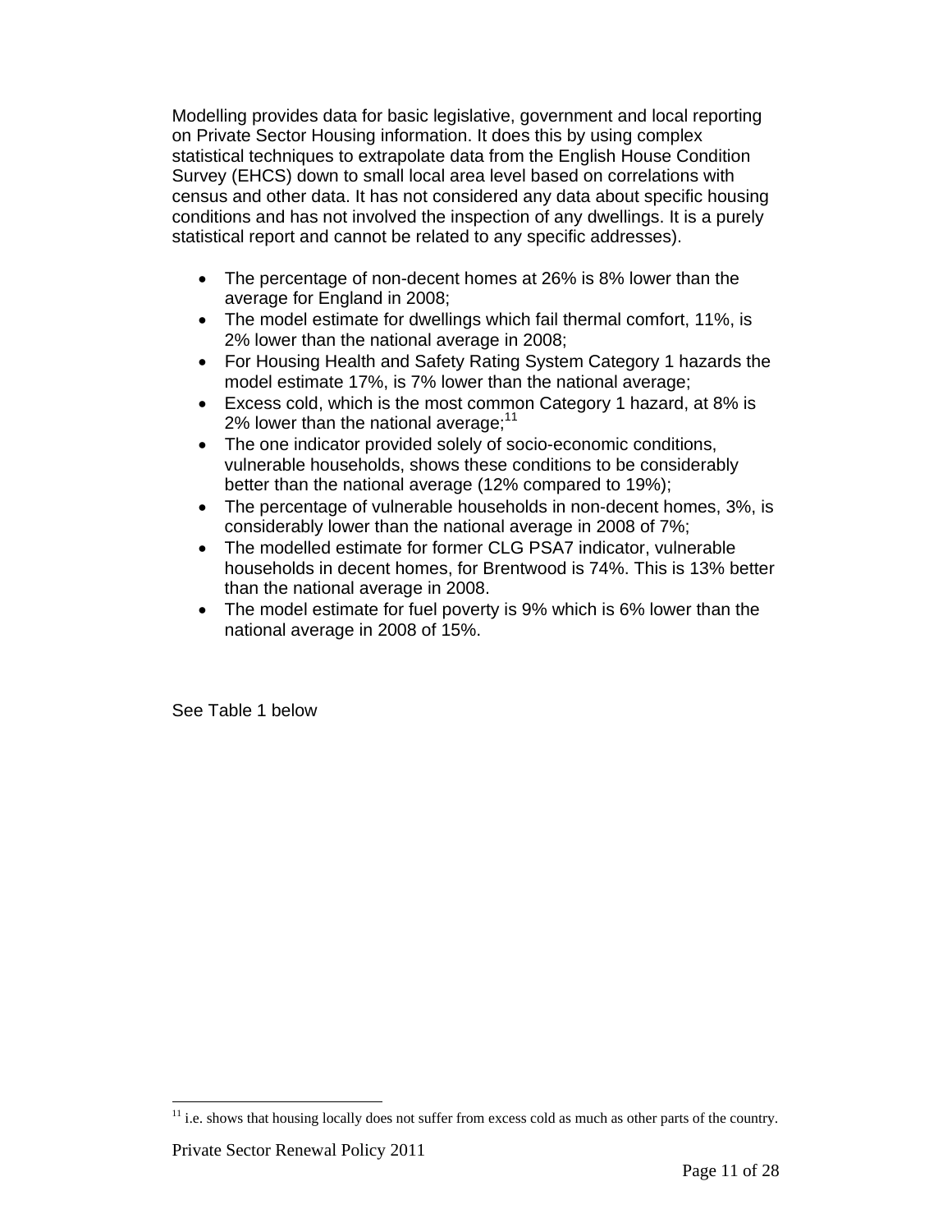Modelling provides data for basic legislative, government and local reporting on Private Sector Housing information. It does this by using complex statistical techniques to extrapolate data from the English House Condition Survey (EHCS) down to small local area level based on correlations with census and other data. It has not considered any data about specific housing conditions and has not involved the inspection of any dwellings. It is a purely statistical report and cannot be related to any specific addresses).

- The percentage of non-decent homes at 26% is 8% lower than the average for England in 2008;
- The model estimate for dwellings which fail thermal comfort, 11%, is 2% lower than the national average in 2008;
- For Housing Health and Safety Rating System Category 1 hazards the model estimate 17%, is 7% lower than the national average;
- Excess cold, which is the most common Category 1 hazard, at 8% is 2% lower than the national average;[11]
- The one indicator provided solely of socio-economic conditions, vulnerable households, shows these conditions to be considerably better than the national average (12% compared to 19%);
- The percentage of vulnerable households in non-decent homes, 3%, is considerably lower than the national average in 2008 of 7%;
- The modelled estimate for former CLG PSA7 indicator, vulnerable households in decent homes, for Brentwood is 74%. This is 13% better than the national average in 2008.
- The model estimate for fuel poverty is 9% which is 6% lower than the national average in 2008 of 15%.

See Table 1 below

[11] i.e. shows that housing locally does not suffer from excess cold as much as other parts of the country.

Private Sector Renewal Policy 2011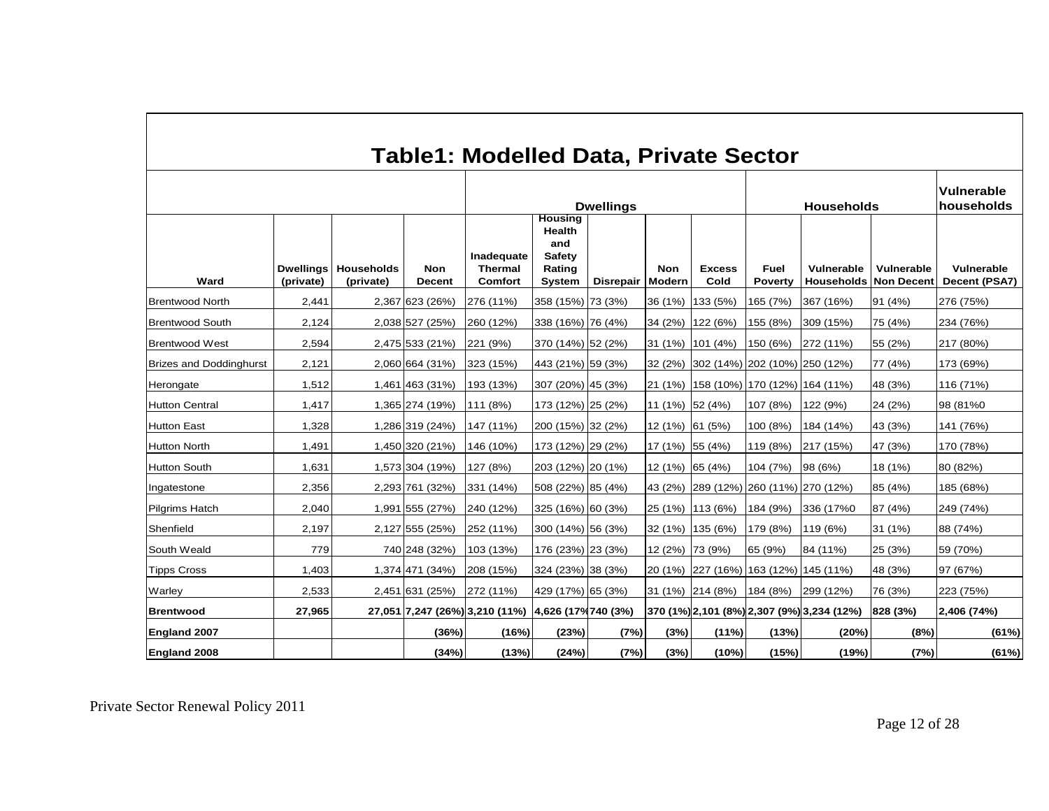## Table1: Modelled Data, Private Sector

| | | | | Dwellings | | | | | Households | | | Vulnerable households |
|---|---|---|---|---|---|---|---|---|---|---|---|---|
| Ward | Dwellings (private) | Households (private) | Non Decent | Inadequate Thermal Comfort | Housing Health and Safety Rating System | Disrepair | Non Modern | Excess Cold | Fuel Poverty | Vulnerable Households | Vulnerable Non Decent | Vulnerable Decent (PSA7) |
| Brentwood North | 2,441 | 2,367 | 623 (26%) | 276 (11%) | 358 (15%) | 73 (3%) | 36 (1%) | 133 (5%) | 165 (7%) | 367 (16%) | 91 (4%) | 276 (75%) |
| Brentwood South | 2,124 | 2,038 | 527 (25%) | 260 (12%) | 338 (16%) | 76 (4%) | 34 (2%) | 122 (6%) | 155 (8%) | 309 (15%) | 75 (4%) | 234 (76%) |
| Brentwood West | 2,594 | 2,475 | 533 (21%) | 221 (9%) | 370 (14%) | 52 (2%) | 31 (1%) | 101 (4%) | 150 (6%) | 272 (11%) | 55 (2%) | 217 (80%) |
| Brizes and Doddinghurst | 2,121 | 2,060 | 664 (31%) | 323 (15%) | 443 (21%) | 59 (3%) | 32 (2%) | 302 (14%) | 202 (10%) | 250 (12%) | 77 (4%) | 173 (69%) |
| Herongate | 1,512 | 1,461 | 463 (31%) | 193 (13%) | 307 (20%) | 45 (3%) | 21 (1%) | 158 (10%) | 170 (12%) | 164 (11%) | 48 (3%) | 116 (71%) |
| Hutton Central | 1,417 | 1,365 | 274 (19%) | 111 (8%) | 173 (12%) | 25 (2%) | 11 (1%) | 52 (4%) | 107 (8%) | 122 (9%) | 24 (2%) | 98 (81%0 |
| Hutton East | 1,328 | 1,286 | 319 (24%) | 147 (11%) | 200 (15%) | 32 (2%) | 12 (1%) | 61 (5%) | 100 (8%) | 184 (14%) | 43 (3%) | 141 (76%) |
| Hutton North | 1,491 | 1,450 | 320 (21%) | 146 (10%) | 173 (12%) | 29 (2%) | 17 (1%) | 55 (4%) | 119 (8%) | 217 (15%) | 47 (3%) | 170 (78%) |
| Hutton South | 1,631 | 1,573 | 304 (19%) | 127 (8%) | 203 (12%) | 20 (1%) | 12 (1%) | 65 (4%) | 104 (7%) | 98 (6%) | 18 (1%) | 80 (82%) |
| Ingatestone | 2,356 | 2,293 | 761 (32%) | 331 (14%) | 508 (22%) | 85 (4%) | 43 (2%) | 289 (12%) | 260 (11%) | 270 (12%) | 85 (4%) | 185 (68%) |
| Pilgrims Hatch | 2,040 | 1,991 | 555 (27%) | 240 (12%) | 325 (16%) | 60 (3%) | 25 (1%) | 113 (6%) | 184 (9%) | 336 (17%0 | 87 (4%) | 249 (74%) |
| Shenfield | 2,197 | 2,127 | 555 (25%) | 252 (11%) | 300 (14%) | 56 (3%) | 32 (1%) | 135 (6%) | 179 (8%) | 119 (6%) | 31 (1%) | 88 (74%) |
| South Weald | 779 | 740 | 248 (32%) | 103 (13%) | 176 (23%) | 23 (3%) | 12 (2%) | 73 (9%) | 65 (9%) | 84 (11%) | 25 (3%) | 59 (70%) |
| Tipps Cross | 1,403 | 1,374 | 471 (34%) | 208 (15%) | 324 (23%) | 38 (3%) | 20 (1%) | 227 (16%) | 163 (12%) | 145 (11%) | 48 (3%) | 97 (67%) |
| Warley | 2,533 | 2,451 | 631 (25%) | 272 (11%) | 429 (17%) | 65 (3%) | 31 (1%) | 214 (8%) | 184 (8%) | 299 (12%) | 76 (3%) | 223 (75%) |
| **Brentwood** | **27,965** | **27,051** | **7,247 (26%)** | **3,210 (11%)** | **4,626 (17%** | **740 (3%)** | **370 (1%)** | **2,101 (8%)** | **2,307 (9%)** | **3,234 (12%)** | **828 (3%)** | **2,406 (74%)** |
| **England 2007** | | | **(36%)** | **(16%)** | **(23%)** | **(7%)** | **(3%)** | **(11%)** | **(13%)** | **(20%)** | **(8%)** | **(61%)** |
| **England 2008** | | | **(34%)** | **(13%)** | **(24%)** | **(7%)** | **(3%)** | **(10%)** | **(15%)** | **(19%)** | **(7%)** | **(61%)** |

Private Sector Renewal Policy 2011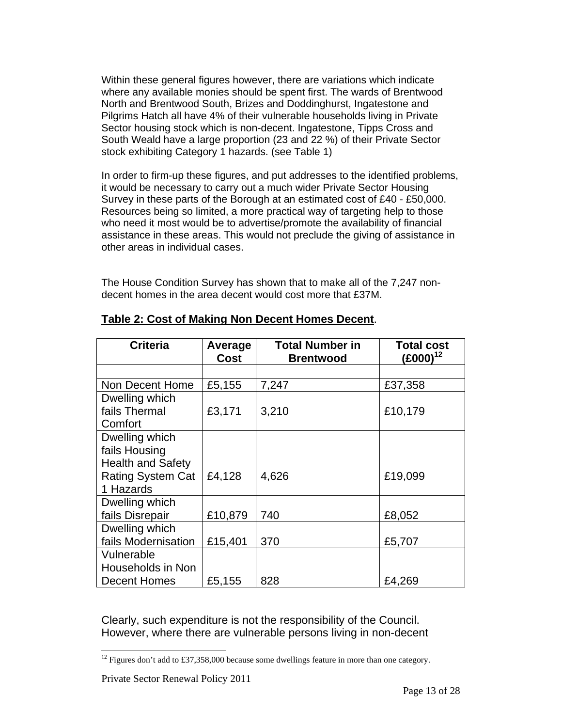Within these general figures however, there are variations which indicate where any available monies should be spent first. The wards of Brentwood North and Brentwood South, Brizes and Doddinghurst, Ingatestone and Pilgrims Hatch all have 4% of their vulnerable households living in Private Sector housing stock which is non-decent. Ingatestone, Tipps Cross and South Weald have a large proportion (23 and 22 %) of their Private Sector stock exhibiting Category 1 hazards. (see Table 1)

In order to firm-up these figures, and put addresses to the identified problems, it would be necessary to carry out a much wider Private Sector Housing Survey in these parts of the Borough at an estimated cost of £40 - £50,000. Resources being so limited, a more practical way of targeting help to those who need it most would be to advertise/promote the availability of financial assistance in these areas. This would not preclude the giving of assistance in other areas in individual cases.

The House Condition Survey has shown that to make all of the 7,247 non-decent homes in the area decent would cost more that £37M.

**Table 2: Cost of Making Non Decent Homes Decent**.

| Criteria | Average Cost | Total Number in Brentwood | Total cost (£000)[12] |
|---|---|---|---|
| | | | |
| Non Decent Home | £5,155 | 7,247 | £37,358 |
| Dwelling which fails Thermal Comfort | £3,171 | 3,210 | £10,179 |
| Dwelling which fails Housing Health and Safety Rating System Cat 1 Hazards | £4,128 | 4,626 | £19,099 |
| Dwelling which fails Disrepair | £10,879 | 740 | £8,052 |
| Dwelling which fails Modernisation | £15,401 | 370 | £5,707 |
| Vulnerable Households in Non Decent Homes | £5,155 | 828 | £4,269 |

Clearly, such expenditure is not the responsibility of the Council. However, where there are vulnerable persons living in non-decent

[12] Figures don't add to £37,358,000 because some dwellings feature in more than one category.

Private Sector Renewal Policy 2011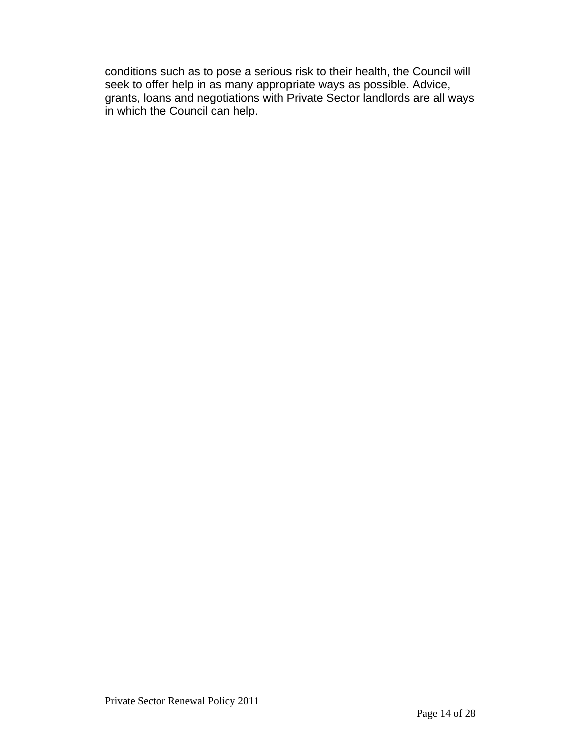conditions such as to pose a serious risk to their health, the Council will seek to offer help in as many appropriate ways as possible. Advice, grants, loans and negotiations with Private Sector landlords are all ways in which the Council can help.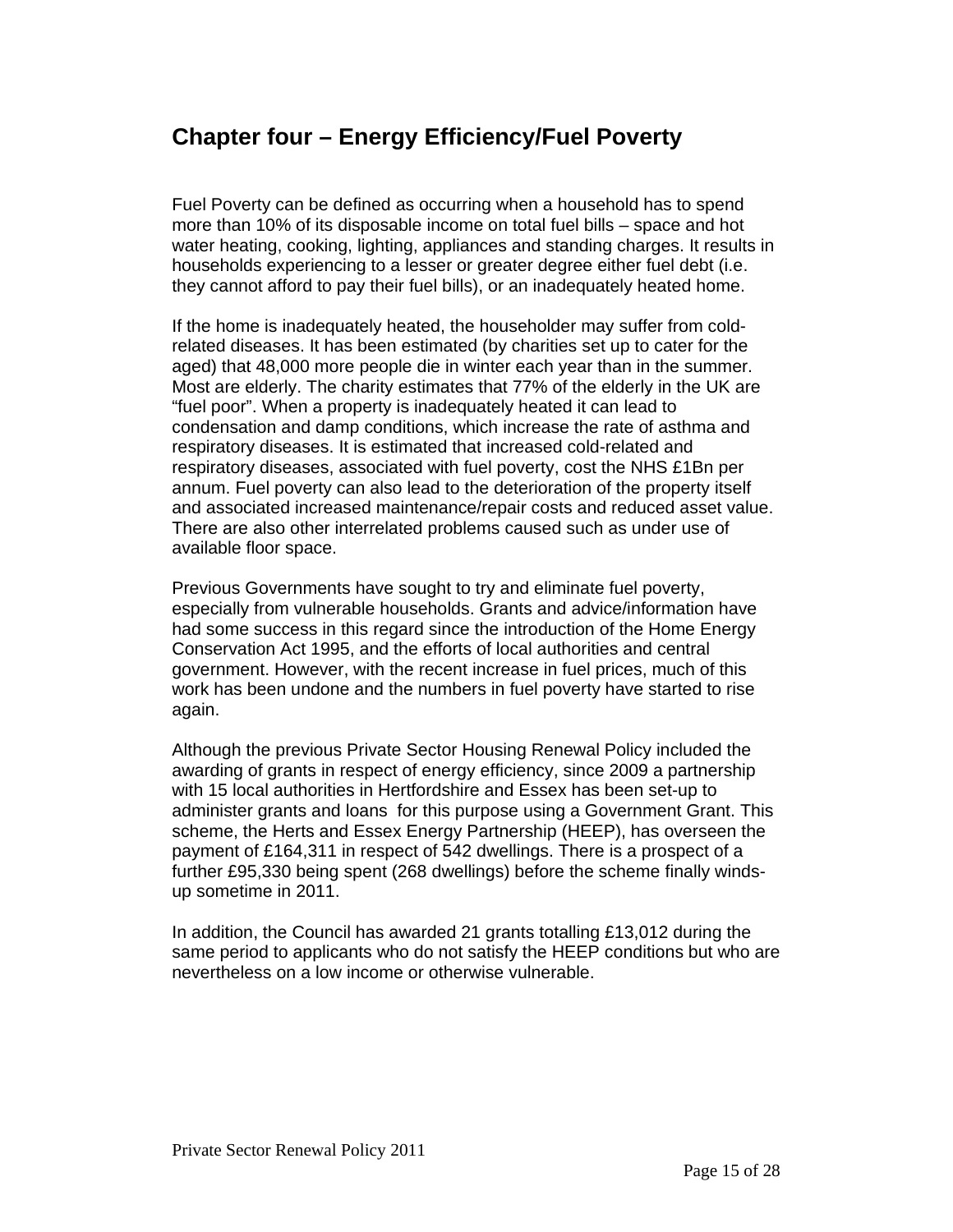## Chapter four – Energy Efficiency/Fuel Poverty

Fuel Poverty can be defined as occurring when a household has to spend more than 10% of its disposable income on total fuel bills – space and hot water heating, cooking, lighting, appliances and standing charges. It results in households experiencing to a lesser or greater degree either fuel debt (i.e. they cannot afford to pay their fuel bills), or an inadequately heated home.

If the home is inadequately heated, the householder may suffer from cold-related diseases. It has been estimated (by charities set up to cater for the aged) that 48,000 more people die in winter each year than in the summer. Most are elderly. The charity estimates that 77% of the elderly in the UK are "fuel poor". When a property is inadequately heated it can lead to condensation and damp conditions, which increase the rate of asthma and respiratory diseases. It is estimated that increased cold-related and respiratory diseases, associated with fuel poverty, cost the NHS £1Bn per annum. Fuel poverty can also lead to the deterioration of the property itself and associated increased maintenance/repair costs and reduced asset value. There are also other interrelated problems caused such as under use of available floor space.

Previous Governments have sought to try and eliminate fuel poverty, especially from vulnerable households. Grants and advice/information have had some success in this regard since the introduction of the Home Energy Conservation Act 1995, and the efforts of local authorities and central government. However, with the recent increase in fuel prices, much of this work has been undone and the numbers in fuel poverty have started to rise again.

Although the previous Private Sector Housing Renewal Policy included the awarding of grants in respect of energy efficiency, since 2009 a partnership with 15 local authorities in Hertfordshire and Essex has been set-up to administer grants and loans for this purpose using a Government Grant. This scheme, the Herts and Essex Energy Partnership (HEEP), has overseen the payment of £164,311 in respect of 542 dwellings. There is a prospect of a further £95,330 being spent (268 dwellings) before the scheme finally winds-up sometime in 2011.

In addition, the Council has awarded 21 grants totalling £13,012 during the same period to applicants who do not satisfy the HEEP conditions but who are nevertheless on a low income or otherwise vulnerable.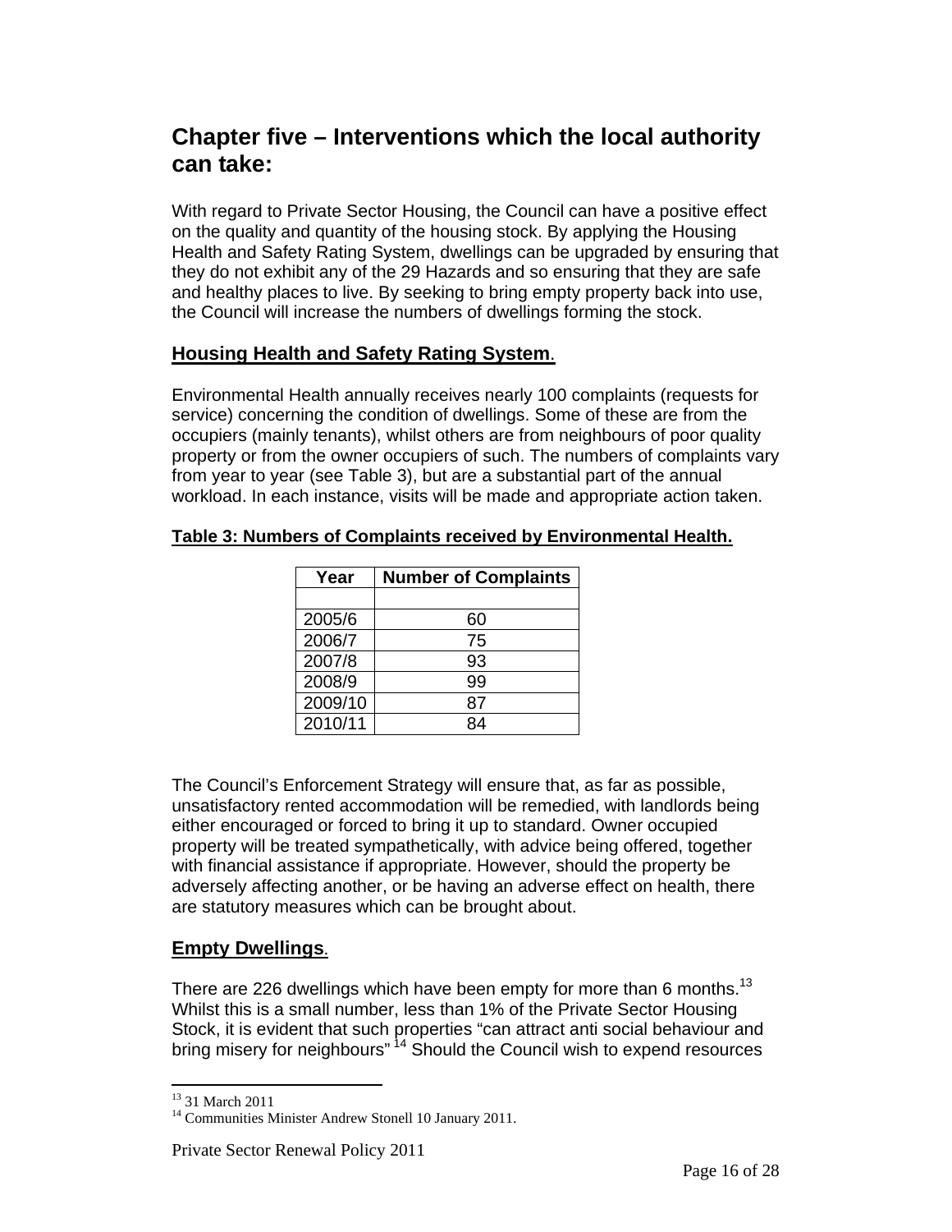## Chapter five – Interventions which the local authority can take:

With regard to Private Sector Housing, the Council can have a positive effect on the quality and quantity of the housing stock. By applying the Housing Health and Safety Rating System, dwellings can be upgraded by ensuring that they do not exhibit any of the 29 Hazards and so ensuring that they are safe and healthy places to live. By seeking to bring empty property back into use, the Council will increase the numbers of dwellings forming the stock.

### Housing Health and Safety Rating System.

Environmental Health annually receives nearly 100 complaints (requests for service) concerning the condition of dwellings. Some of these are from the occupiers (mainly tenants), whilst others are from neighbours of poor quality property or from the owner occupiers of such. The numbers of complaints vary from year to year (see Table 3), but are a substantial part of the annual workload. In each instance, visits will be made and appropriate action taken.

**Table 3: Numbers of Complaints received by Environmental Health.**

| Year | Number of Complaints |
|---|---|
| | |
| 2005/6 | 60 |
| 2006/7 | 75 |
| 2007/8 | 93 |
| 2008/9 | 99 |
| 2009/10 | 87 |
| 2010/11 | 84 |

The Council's Enforcement Strategy will ensure that, as far as possible, unsatisfactory rented accommodation will be remedied, with landlords being either encouraged or forced to bring it up to standard. Owner occupied property will be treated sympathetically, with advice being offered, together with financial assistance if appropriate. However, should the property be adversely affecting another, or be having an adverse effect on health, there are statutory measures which can be brought about.

### Empty Dwellings.

There are 226 dwellings which have been empty for more than 6 months.[13] Whilst this is a small number, less than 1% of the Private Sector Housing Stock, it is evident that such properties "can attract anti social behaviour and bring misery for neighbours" [14] Should the Council wish to expend resources

[13] 31 March 2011

[14] Communities Minister Andrew Stonell 10 January 2011.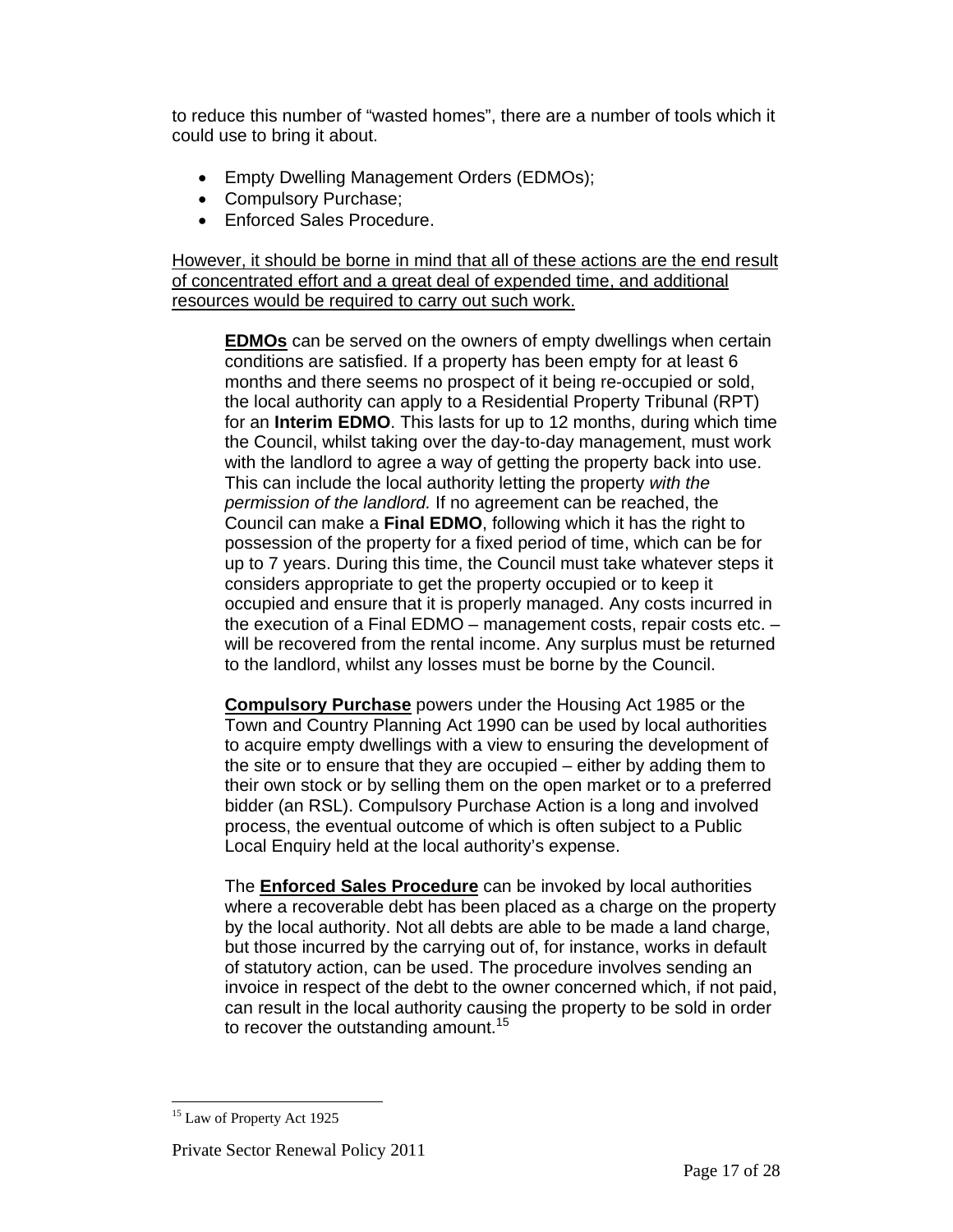to reduce this number of "wasted homes", there are a number of tools which it could use to bring it about.

- Empty Dwelling Management Orders (EDMOs);
- Compulsory Purchase;
- Enforced Sales Procedure.

<u>However, it should be borne in mind that all of these actions are the end result of concentrated effort and a great deal of expended time, and additional resources would be required to carry out such work.</u>

**<u>EDMOs</u>** can be served on the owners of empty dwellings when certain conditions are satisfied. If a property has been empty for at least 6 months and there seems no prospect of it being re-occupied or sold, the local authority can apply to a Residential Property Tribunal (RPT) for an **Interim EDMO**. This lasts for up to 12 months, during which time the Council, whilst taking over the day-to-day management, must work with the landlord to agree a way of getting the property back into use. This can include the local authority letting the property *with the permission of the landlord.* If no agreement can be reached, the Council can make a **Final EDMO**, following which it has the right to possession of the property for a fixed period of time, which can be for up to 7 years. During this time, the Council must take whatever steps it considers appropriate to get the property occupied or to keep it occupied and ensure that it is properly managed. Any costs incurred in the execution of a Final EDMO – management costs, repair costs etc. – will be recovered from the rental income. Any surplus must be returned to the landlord, whilst any losses must be borne by the Council.

**<u>Compulsory Purchase</u>** powers under the Housing Act 1985 or the Town and Country Planning Act 1990 can be used by local authorities to acquire empty dwellings with a view to ensuring the development of the site or to ensure that they are occupied – either by adding them to their own stock or by selling them on the open market or to a preferred bidder (an RSL). Compulsory Purchase Action is a long and involved process, the eventual outcome of which is often subject to a Public Local Enquiry held at the local authority's expense.

The **<u>Enforced Sales Procedure</u>** can be invoked by local authorities where a recoverable debt has been placed as a charge on the property by the local authority. Not all debts are able to be made a land charge, but those incurred by the carrying out of, for instance, works in default of statutory action, can be used. The procedure involves sending an invoice in respect of the debt to the owner concerned which, if not paid, can result in the local authority causing the property to be sold in order to recover the outstanding amount.[15]

[15] Law of Property Act 1925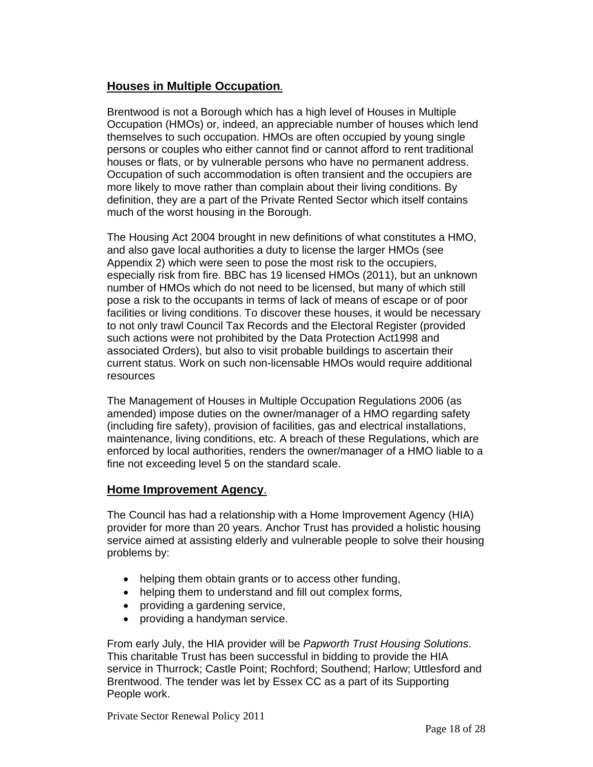## **Houses in Multiple Occupation**.

Brentwood is not a Borough which has a high level of Houses in Multiple Occupation (HMOs) or, indeed, an appreciable number of houses which lend themselves to such occupation. HMOs are often occupied by young single persons or couples who either cannot find or cannot afford to rent traditional houses or flats, or by vulnerable persons who have no permanent address. Occupation of such accommodation is often transient and the occupiers are more likely to move rather than complain about their living conditions. By definition, they are a part of the Private Rented Sector which itself contains much of the worst housing in the Borough.

The Housing Act 2004 brought in new definitions of what constitutes a HMO, and also gave local authorities a duty to license the larger HMOs (see Appendix 2) which were seen to pose the most risk to the occupiers, especially risk from fire. BBC has 19 licensed HMOs (2011), but an unknown number of HMOs which do not need to be licensed, but many of which still pose a risk to the occupants in terms of lack of means of escape or of poor facilities or living conditions. To discover these houses, it would be necessary to not only trawl Council Tax Records and the Electoral Register (provided such actions were not prohibited by the Data Protection Act1998 and associated Orders), but also to visit probable buildings to ascertain their current status. Work on such non-licensable HMOs would require additional resources

The Management of Houses in Multiple Occupation Regulations 2006 (as amended) impose duties on the owner/manager of a HMO regarding safety (including fire safety), provision of facilities, gas and electrical installations, maintenance, living conditions, etc. A breach of these Regulations, which are enforced by local authorities, renders the owner/manager of a HMO liable to a fine not exceeding level 5 on the standard scale.

## **Home Improvement Agency**.

The Council has had a relationship with a Home Improvement Agency (HIA) provider for more than 20 years. Anchor Trust has provided a holistic housing service aimed at assisting elderly and vulnerable people to solve their housing problems by:

- helping them obtain grants or to access other funding,
- helping them to understand and fill out complex forms,
- providing a gardening service,
- providing a handyman service.

From early July, the HIA provider will be *Papworth Trust Housing Solutions*. This charitable Trust has been successful in bidding to provide the HIA service in Thurrock; Castle Point; Rochford; Southend; Harlow; Uttlesford and Brentwood. The tender was let by Essex CC as a part of its Supporting People work.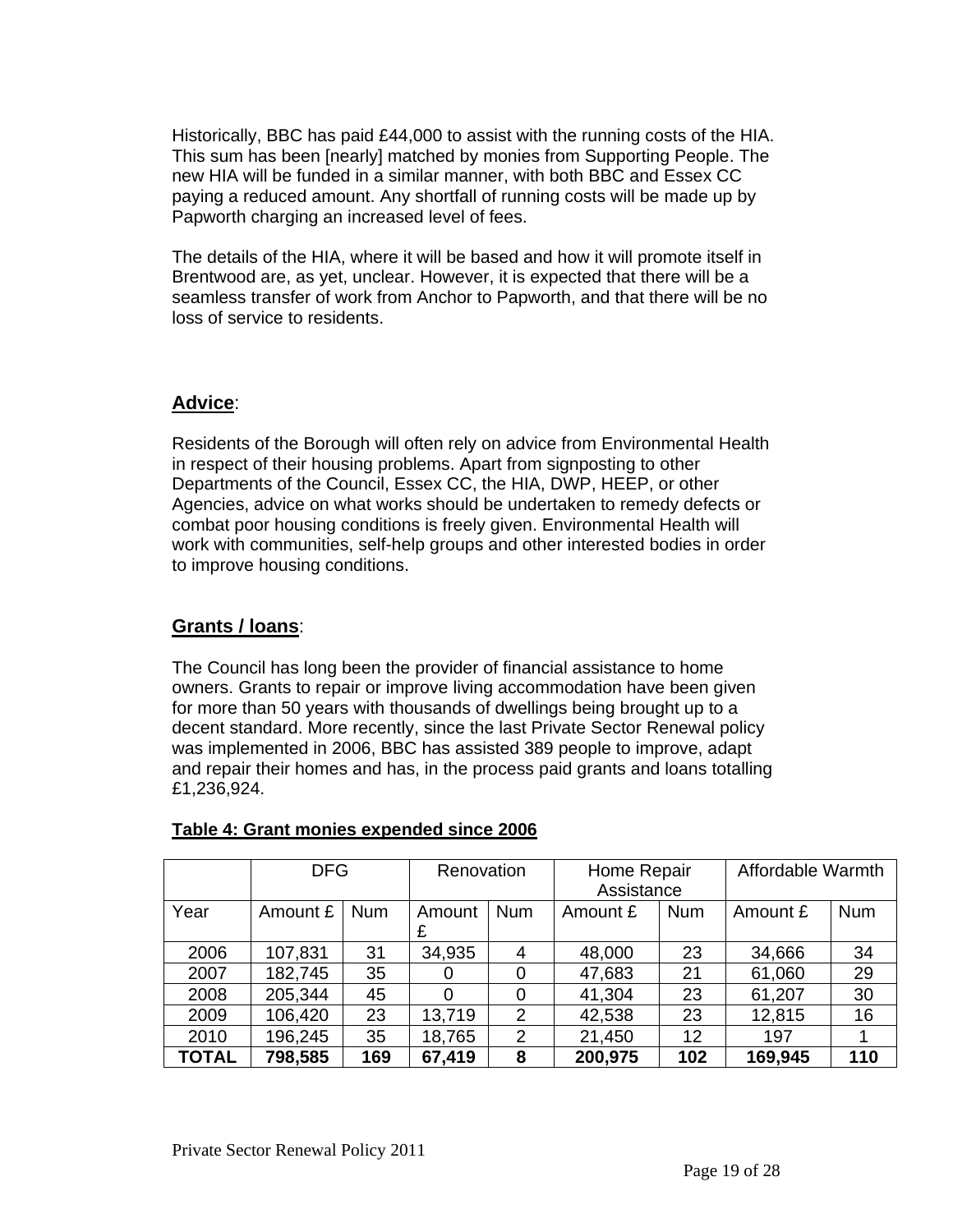Historically, BBC has paid £44,000 to assist with the running costs of the HIA. This sum has been [nearly] matched by monies from Supporting People. The new HIA will be funded in a similar manner, with both BBC and Essex CC paying a reduced amount. Any shortfall of running costs will be made up by Papworth charging an increased level of fees.

The details of the HIA, where it will be based and how it will promote itself in Brentwood are, as yet, unclear. However, it is expected that there will be a seamless transfer of work from Anchor to Papworth, and that there will be no loss of service to residents.

## Advice:

Residents of the Borough will often rely on advice from Environmental Health in respect of their housing problems. Apart from signposting to other Departments of the Council, Essex CC, the HIA, DWP, HEEP, or other Agencies, advice on what works should be undertaken to remedy defects or combat poor housing conditions is freely given. Environmental Health will work with communities, self-help groups and other interested bodies in order to improve housing conditions.

## Grants / loans:

The Council has long been the provider of financial assistance to home owners. Grants to repair or improve living accommodation have been given for more than 50 years with thousands of dwellings being brought up to a decent standard. More recently, since the last Private Sector Renewal policy was implemented in 2006, BBC has assisted 389 people to improve, adapt and repair their homes and has, in the process paid grants and loans totalling £1,236,924.

**Table 4: Grant monies expended since 2006**

| | DFG | | Renovation | | Home Repair Assistance | | Affordable Warmth | |
|---|---|---|---|---|---|---|---|---|
| Year | Amount £ | Num | Amount £ | Num | Amount £ | Num | Amount £ | Num |
| 2006 | 107,831 | 31 | 34,935 | 4 | 48,000 | 23 | 34,666 | 34 |
| 2007 | 182,745 | 35 | 0 | 0 | 47,683 | 21 | 61,060 | 29 |
| 2008 | 205,344 | 45 | 0 | 0 | 41,304 | 23 | 61,207 | 30 |
| 2009 | 106,420 | 23 | 13,719 | 2 | 42,538 | 23 | 12,815 | 16 |
| 2010 | 196,245 | 35 | 18,765 | 2 | 21,450 | 12 | 197 | 1 |
| **TOTAL** | **798,585** | **169** | **67,419** | **8** | **200,975** | **102** | **169,945** | **110** |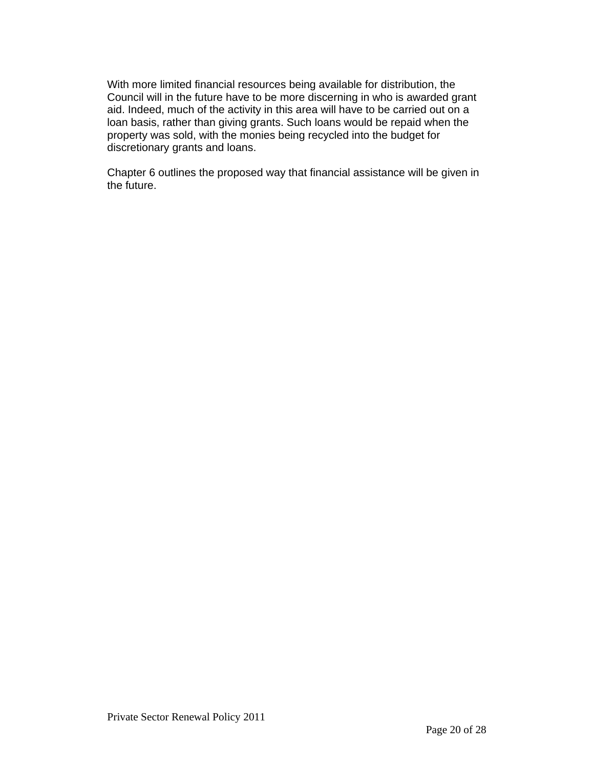With more limited financial resources being available for distribution, the Council will in the future have to be more discerning in who is awarded grant aid. Indeed, much of the activity in this area will have to be carried out on a loan basis, rather than giving grants. Such loans would be repaid when the property was sold, with the monies being recycled into the budget for discretionary grants and loans.

Chapter 6 outlines the proposed way that financial assistance will be given in the future.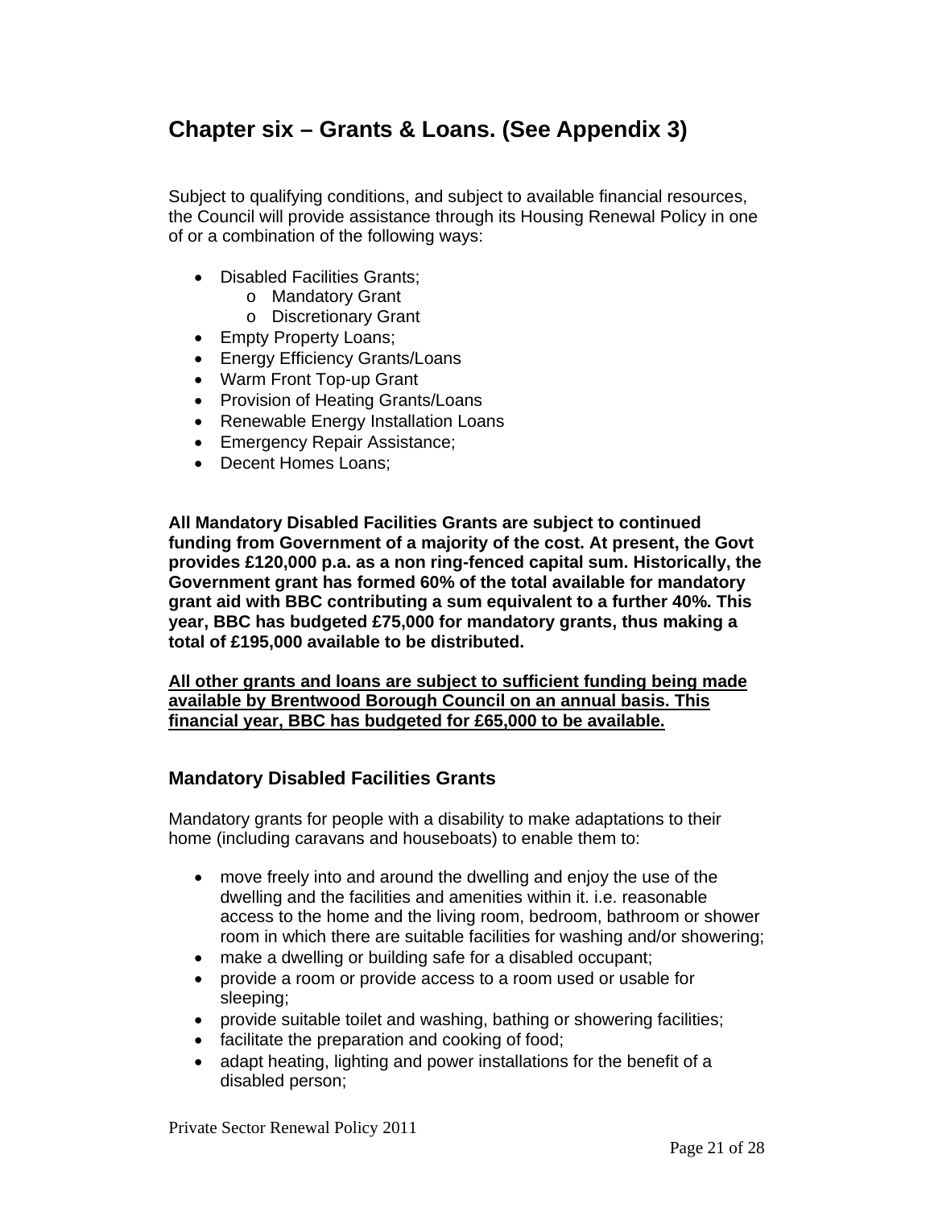## Chapter six – Grants & Loans. (See Appendix 3)

Subject to qualifying conditions, and subject to available financial resources, the Council will provide assistance through its Housing Renewal Policy in one of or a combination of the following ways:

- Disabled Facilities Grants;
    - Mandatory Grant
    - Discretionary Grant
- Empty Property Loans;
- Energy Efficiency Grants/Loans
- Warm Front Top-up Grant
- Provision of Heating Grants/Loans
- Renewable Energy Installation Loans
- Emergency Repair Assistance;
- Decent Homes Loans;

**All Mandatory Disabled Facilities Grants are subject to continued funding from Government of a majority of the cost. At present, the Govt provides £120,000 p.a. as a non ring-fenced capital sum. Historically, the Government grant has formed 60% of the total available for mandatory grant aid with BBC contributing a sum equivalent to a further 40%. This year, BBC has budgeted £75,000 for mandatory grants, thus making a total of £195,000 available to be distributed.**

<u>**All other grants and loans are subject to sufficient funding being made available by Brentwood Borough Council on an annual basis. This financial year, BBC has budgeted for £65,000 to be available.**</u>

### Mandatory Disabled Facilities Grants

Mandatory grants for people with a disability to make adaptations to their home (including caravans and houseboats) to enable them to:

- move freely into and around the dwelling and enjoy the use of the dwelling and the facilities and amenities within it. i.e. reasonable access to the home and the living room, bedroom, bathroom or shower room in which there are suitable facilities for washing and/or showering;
- make a dwelling or building safe for a disabled occupant;
- provide a room or provide access to a room used or usable for sleeping;
- provide suitable toilet and washing, bathing or showering facilities;
- facilitate the preparation and cooking of food;
- adapt heating, lighting and power installations for the benefit of a disabled person;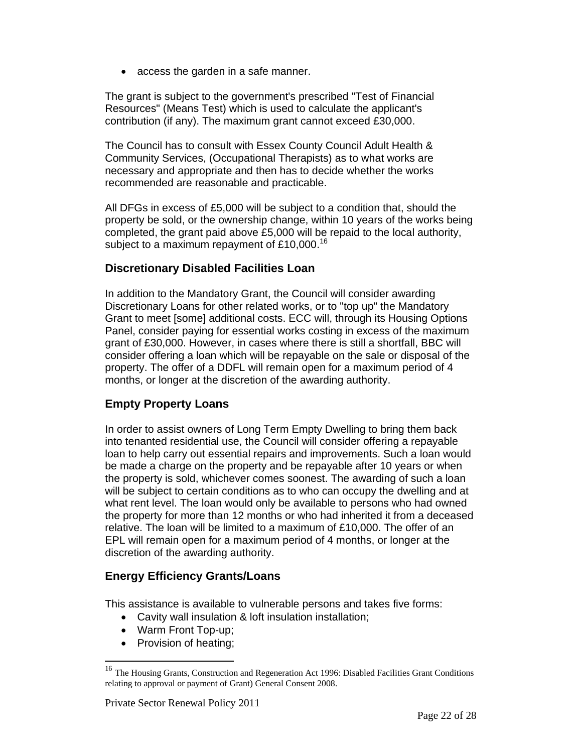- access the garden in a safe manner.

The grant is subject to the government's prescribed "Test of Financial Resources" (Means Test) which is used to calculate the applicant's contribution (if any). The maximum grant cannot exceed £30,000.

The Council has to consult with Essex County Council Adult Health & Community Services, (Occupational Therapists) as to what works are necessary and appropriate and then has to decide whether the works recommended are reasonable and practicable.

All DFGs in excess of £5,000 will be subject to a condition that, should the property be sold, or the ownership change, within 10 years of the works being completed, the grant paid above £5,000 will be repaid to the local authority, subject to a maximum repayment of £10,000.[16]

## Discretionary Disabled Facilities Loan

In addition to the Mandatory Grant, the Council will consider awarding Discretionary Loans for other related works, or to "top up" the Mandatory Grant to meet [some] additional costs. ECC will, through its Housing Options Panel, consider paying for essential works costing in excess of the maximum grant of £30,000. However, in cases where there is still a shortfall, BBC will consider offering a loan which will be repayable on the sale or disposal of the property. The offer of a DDFL will remain open for a maximum period of 4 months, or longer at the discretion of the awarding authority.

## Empty Property Loans

In order to assist owners of Long Term Empty Dwelling to bring them back into tenanted residential use, the Council will consider offering a repayable loan to help carry out essential repairs and improvements. Such a loan would be made a charge on the property and be repayable after 10 years or when the property is sold, whichever comes soonest. The awarding of such a loan will be subject to certain conditions as to who can occupy the dwelling and at what rent level. The loan would only be available to persons who had owned the property for more than 12 months or who had inherited it from a deceased relative. The loan will be limited to a maximum of £10,000. The offer of an EPL will remain open for a maximum period of 4 months, or longer at the discretion of the awarding authority.

## Energy Efficiency Grants/Loans

This assistance is available to vulnerable persons and takes five forms:

- Cavity wall insulation & loft insulation installation;
- Warm Front Top-up;
- Provision of heating;

---

[16] The Housing Grants, Construction and Regeneration Act 1996: Disabled Facilities Grant Conditions relating to approval or payment of Grant) General Consent 2008.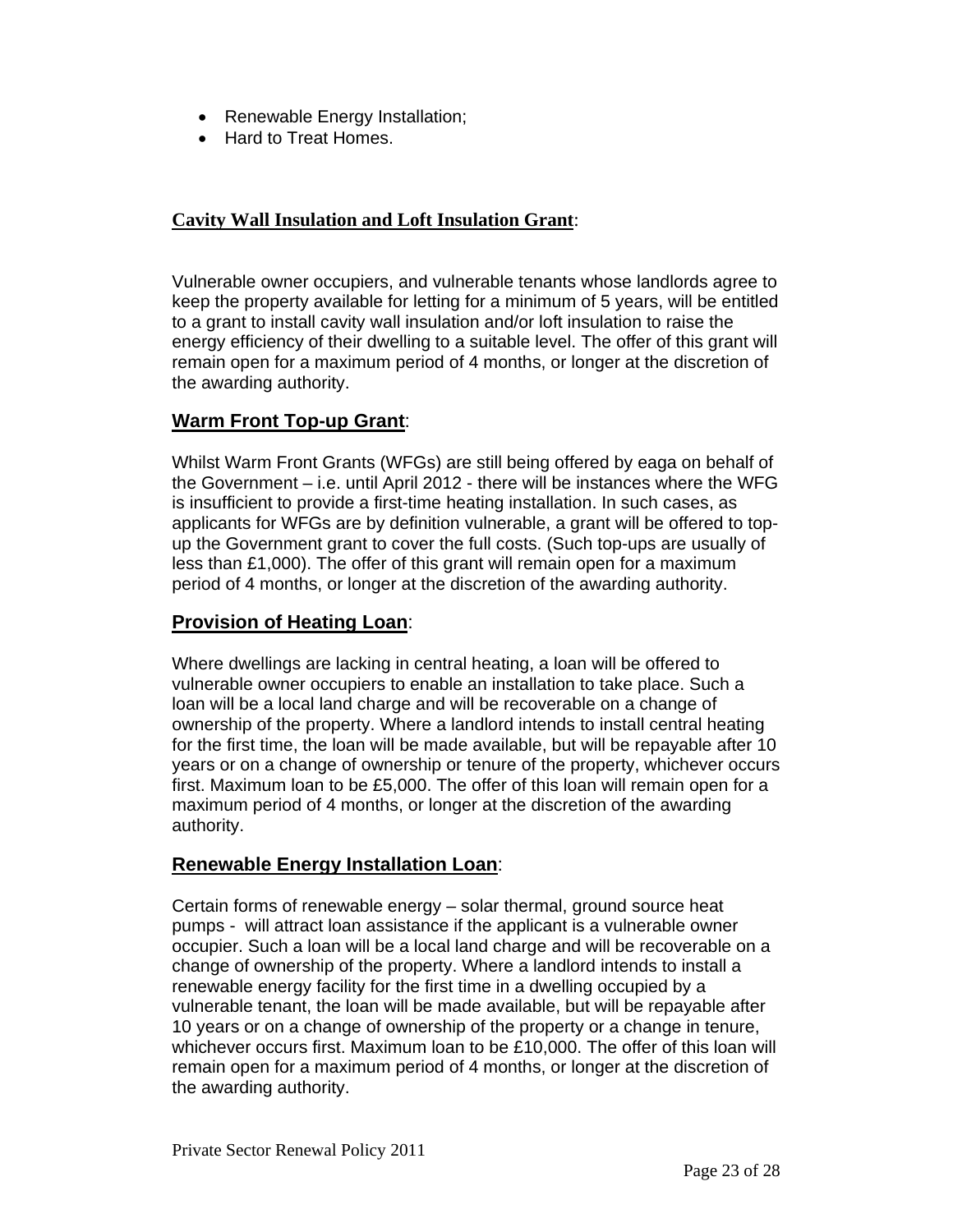- Renewable Energy Installation;
- Hard to Treat Homes.

### **Cavity Wall Insulation and Loft Insulation Grant**:

Vulnerable owner occupiers, and vulnerable tenants whose landlords agree to keep the property available for letting for a minimum of 5 years, will be entitled to a grant to install cavity wall insulation and/or loft insulation to raise the energy efficiency of their dwelling to a suitable level. The offer of this grant will remain open for a maximum period of 4 months, or longer at the discretion of the awarding authority.

### **Warm Front Top-up Grant**:

Whilst Warm Front Grants (WFGs) are still being offered by eaga on behalf of the Government – i.e. until April 2012 - there will be instances where the WFG is insufficient to provide a first-time heating installation. In such cases, as applicants for WFGs are by definition vulnerable, a grant will be offered to top-up the Government grant to cover the full costs. (Such top-ups are usually of less than £1,000). The offer of this grant will remain open for a maximum period of 4 months, or longer at the discretion of the awarding authority.

### **Provision of Heating Loan**:

Where dwellings are lacking in central heating, a loan will be offered to vulnerable owner occupiers to enable an installation to take place. Such a loan will be a local land charge and will be recoverable on a change of ownership of the property. Where a landlord intends to install central heating for the first time, the loan will be made available, but will be repayable after 10 years or on a change of ownership or tenure of the property, whichever occurs first. Maximum loan to be £5,000. The offer of this loan will remain open for a maximum period of 4 months, or longer at the discretion of the awarding authority.

### **Renewable Energy Installation Loan**:

Certain forms of renewable energy – solar thermal, ground source heat pumps - will attract loan assistance if the applicant is a vulnerable owner occupier. Such a loan will be a local land charge and will be recoverable on a change of ownership of the property. Where a landlord intends to install a renewable energy facility for the first time in a dwelling occupied by a vulnerable tenant, the loan will be made available, but will be repayable after 10 years or on a change of ownership of the property or a change in tenure, whichever occurs first. Maximum loan to be £10,000. The offer of this loan will remain open for a maximum period of 4 months, or longer at the discretion of the awarding authority.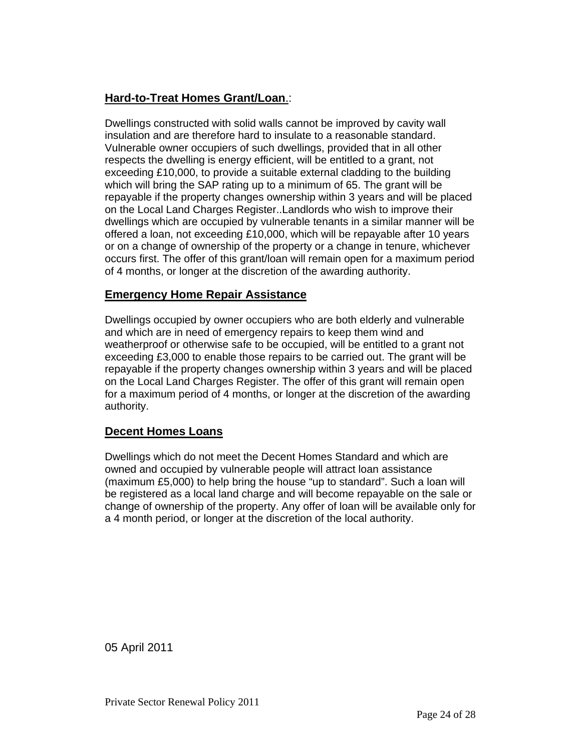**Hard-to-Treat Homes Grant/Loan**.:

Dwellings constructed with solid walls cannot be improved by cavity wall insulation and are therefore hard to insulate to a reasonable standard. Vulnerable owner occupiers of such dwellings, provided that in all other respects the dwelling is energy efficient, will be entitled to a grant, not exceeding £10,000, to provide a suitable external cladding to the building which will bring the SAP rating up to a minimum of 65. The grant will be repayable if the property changes ownership within 3 years and will be placed on the Local Land Charges Register..Landlords who wish to improve their dwellings which are occupied by vulnerable tenants in a similar manner will be offered a loan, not exceeding £10,000, which will be repayable after 10 years or on a change of ownership of the property or a change in tenure, whichever occurs first. The offer of this grant/loan will remain open for a maximum period of 4 months, or longer at the discretion of the awarding authority.

**Emergency Home Repair Assistance**

Dwellings occupied by owner occupiers who are both elderly and vulnerable and which are in need of emergency repairs to keep them wind and weatherproof or otherwise safe to be occupied, will be entitled to a grant not exceeding £3,000 to enable those repairs to be carried out. The grant will be repayable if the property changes ownership within 3 years and will be placed on the Local Land Charges Register. The offer of this grant will remain open for a maximum period of 4 months, or longer at the discretion of the awarding authority.

**Decent Homes Loans**

Dwellings which do not meet the Decent Homes Standard and which are owned and occupied by vulnerable people will attract loan assistance (maximum £5,000) to help bring the house "up to standard". Such a loan will be registered as a local land charge and will become repayable on the sale or change of ownership of the property. Any offer of loan will be available only for a 4 month period, or longer at the discretion of the local authority.

05 April 2011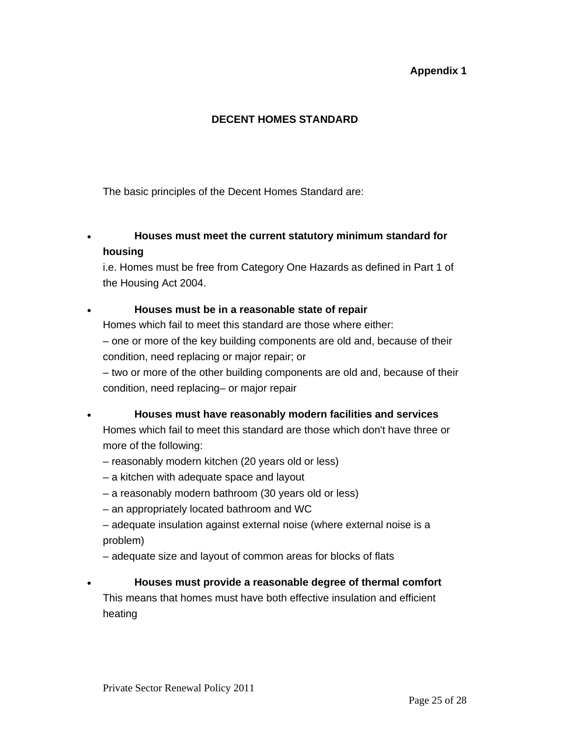**Appendix 1**

## DECENT HOMES STANDARD

The basic principles of the Decent Homes Standard are:

- **Houses must meet the current statutory minimum standard for housing**
  i.e. Homes must be free from Category One Hazards as defined in Part 1 of the Housing Act 2004.

- **Houses must be in a reasonable state of repair**
  Homes which fail to meet this standard are those where either:
  – one or more of the key building components are old and, because of their condition, need replacing or major repair; or
  – two or more of the other building components are old and, because of their condition, need replacing– or major repair

- **Houses must have reasonably modern facilities and services**
  Homes which fail to meet this standard are those which don't have three or more of the following:
  – reasonably modern kitchen (20 years old or less)
  – a kitchen with adequate space and layout
  – a reasonably modern bathroom (30 years old or less)
  – an appropriately located bathroom and WC
  – adequate insulation against external noise (where external noise is a problem)
  – adequate size and layout of common areas for blocks of flats

- **Houses must provide a reasonable degree of thermal comfort**
  This means that homes must have both effective insulation and efficient heating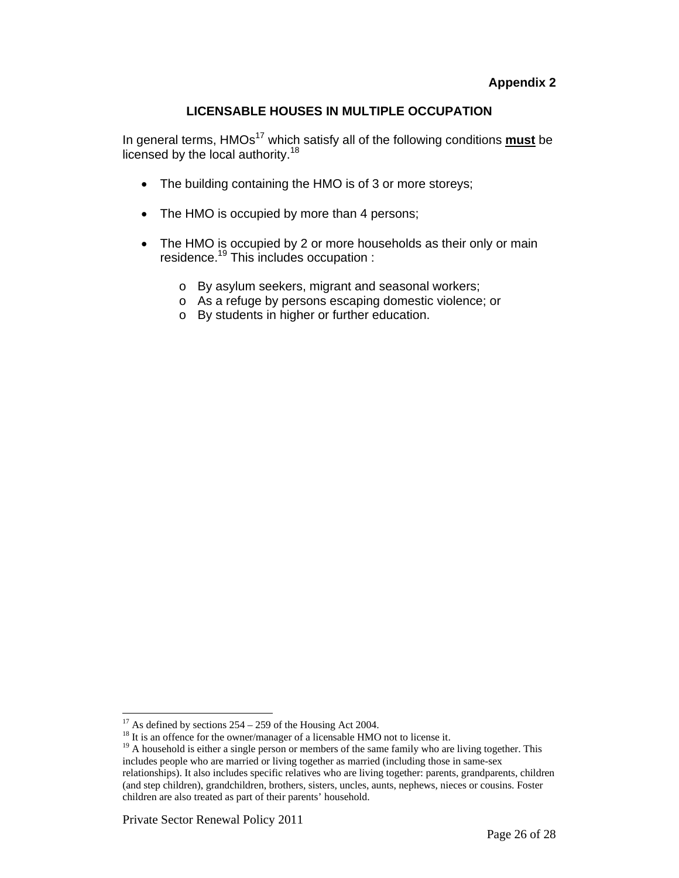**Appendix 2**

## LICENSABLE HOUSES IN MULTIPLE OCCUPATION

In general terms, HMOs[17] which satisfy all of the following conditions **must** be licensed by the local authority.[18]

- The building containing the HMO is of 3 or more storeys;
- The HMO is occupied by more than 4 persons;
- The HMO is occupied by 2 or more households as their only or main residence.[19] This includes occupation :
  - By asylum seekers, migrant and seasonal workers;
  - As a refuge by persons escaping domestic violence; or
  - By students in higher or further education.

[17] As defined by sections 254 – 259 of the Housing Act 2004.

[18] It is an offence for the owner/manager of a licensable HMO not to license it.

[19] A household is either a single person or members of the same family who are living together. This includes people who are married or living together as married (including those in same-sex relationships). It also includes specific relatives who are living together: parents, grandparents, children (and step children), grandchildren, brothers, sisters, uncles, aunts, nephews, nieces or cousins. Foster children are also treated as part of their parents' household.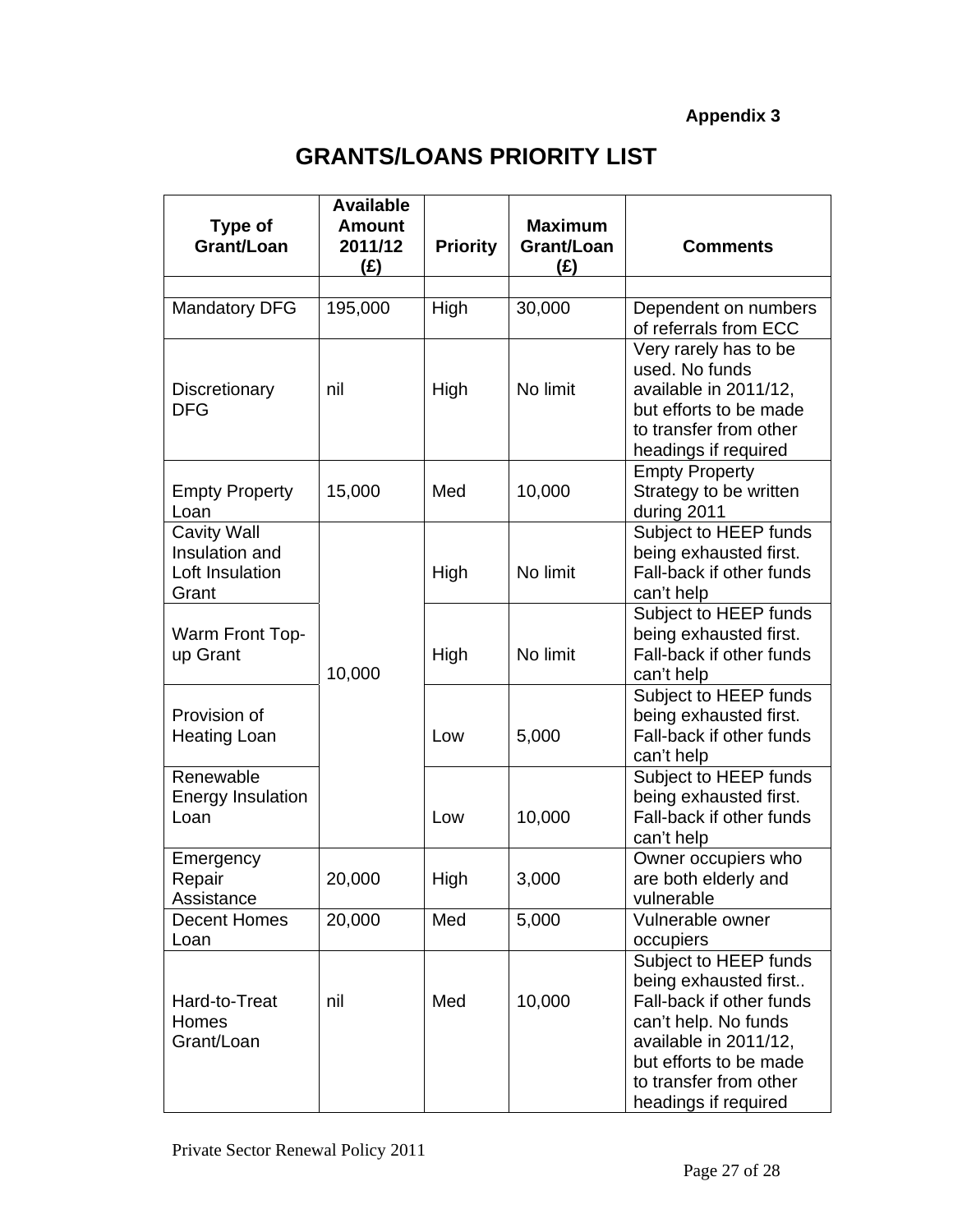**Appendix 3**

# GRANTS/LOANS PRIORITY LIST

| Type of Grant/Loan | Available Amount 2011/12 (£) | Priority | Maximum Grant/Loan (£) | Comments |
|---|---|---|---|---|
| | | | | |
| Mandatory DFG | 195,000 | High | 30,000 | Dependent on numbers of referrals from ECC |
| Discretionary DFG | nil | High | No limit | Very rarely has to be used. No funds available in 2011/12, but efforts to be made to transfer from other headings if required |
| Empty Property Loan | 15,000 | Med | 10,000 | Empty Property Strategy to be written during 2011 |
| Cavity Wall Insulation and Loft Insulation Grant | 10,000 | High | No limit | Subject to HEEP funds being exhausted first. Fall-back if other funds can't help |
| Warm Front Top-up Grant | | High | No limit | Subject to HEEP funds being exhausted first. Fall-back if other funds can't help |
| Provision of Heating Loan | | Low | 5,000 | Subject to HEEP funds being exhausted first. Fall-back if other funds can't help |
| Renewable Energy Insulation Loan | | Low | 10,000 | Subject to HEEP funds being exhausted first. Fall-back if other funds can't help |
| Emergency Repair Assistance | 20,000 | High | 3,000 | Owner occupiers who are both elderly and vulnerable |
| Decent Homes Loan | 20,000 | Med | 5,000 | Vulnerable owner occupiers |
| Hard-to-Treat Homes Grant/Loan | nil | Med | 10,000 | Subject to HEEP funds being exhausted first.. Fall-back if other funds can't help. No funds available in 2011/12, but efforts to be made to transfer from other headings if required |